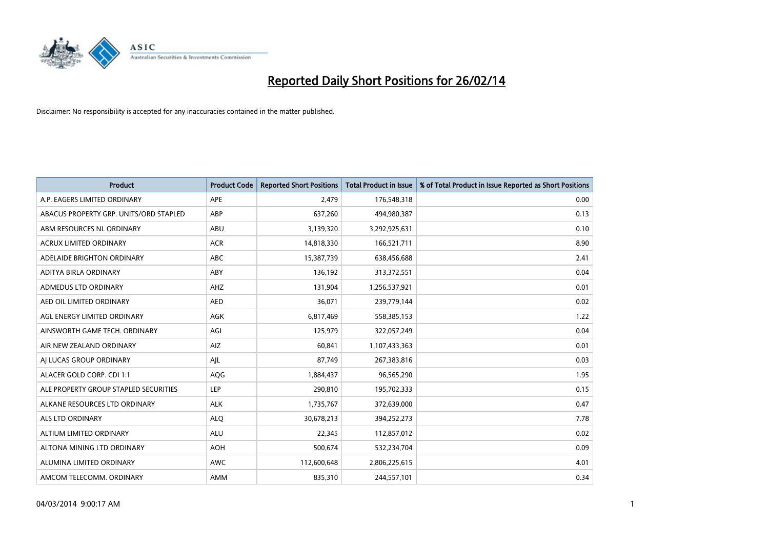# Reported Daily Short Positions for 26/02/14

Disclaimer: No responsibility is accepted for any inaccuracies contained in the matter published.

| Product | Product Code | Reported Short Positions | Total Product in Issue | % of Total Product in Issue Reported as Short Positions |
| --- | --- | --- | --- | --- |
| A.P. EAGERS LIMITED ORDINARY | APE | 2,479 | 176,548,318 | 0.00 |
| ABACUS PROPERTY GRP. UNITS/ORD STAPLED | ABP | 637,260 | 494,980,387 | 0.13 |
| ABM RESOURCES NL ORDINARY | ABU | 3,139,320 | 3,292,925,631 | 0.10 |
| ACRUX LIMITED ORDINARY | ACR | 14,818,330 | 166,521,711 | 8.90 |
| ADELAIDE BRIGHTON ORDINARY | ABC | 15,387,739 | 638,456,688 | 2.41 |
| ADITYA BIRLA ORDINARY | ABY | 136,192 | 313,372,551 | 0.04 |
| ADMEDUS LTD ORDINARY | AHZ | 131,904 | 1,256,537,921 | 0.01 |
| AED OIL LIMITED ORDINARY | AED | 36,071 | 239,779,144 | 0.02 |
| AGL ENERGY LIMITED ORDINARY | AGK | 6,817,469 | 558,385,153 | 1.22 |
| AINSWORTH GAME TECH. ORDINARY | AGI | 125,979 | 322,057,249 | 0.04 |
| AIR NEW ZEALAND ORDINARY | AIZ | 60,841 | 1,107,433,363 | 0.01 |
| AJ LUCAS GROUP ORDINARY | AJL | 87,749 | 267,383,816 | 0.03 |
| ALACER GOLD CORP. CDI 1:1 | AQG | 1,884,437 | 96,565,290 | 1.95 |
| ALE PROPERTY GROUP STAPLED SECURITIES | LEP | 290,810 | 195,702,333 | 0.15 |
| ALKANE RESOURCES LTD ORDINARY | ALK | 1,735,767 | 372,639,000 | 0.47 |
| ALS LTD ORDINARY | ALQ | 30,678,213 | 394,252,273 | 7.78 |
| ALTIUM LIMITED ORDINARY | ALU | 22,345 | 112,857,012 | 0.02 |
| ALTONA MINING LTD ORDINARY | AOH | 500,674 | 532,234,704 | 0.09 |
| ALUMINA LIMITED ORDINARY | AWC | 112,600,648 | 2,806,225,615 | 4.01 |
| AMCOM TELECOMM. ORDINARY | AMM | 835,310 | 244,557,101 | 0.34 |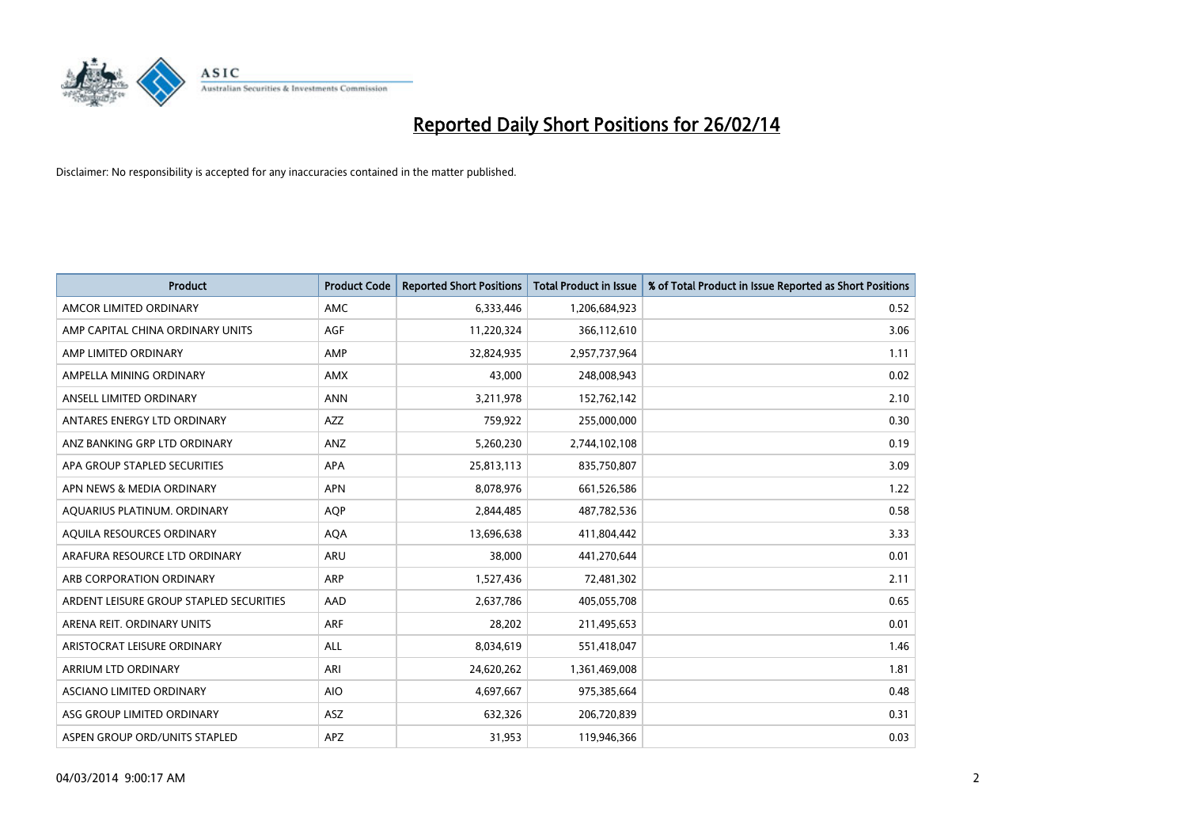# Reported Daily Short Positions for 26/02/14

Disclaimer: No responsibility is accepted for any inaccuracies contained in the matter published.

| Product | Product Code | Reported Short Positions | Total Product in Issue | % of Total Product in Issue Reported as Short Positions |
|---|---|---|---|---|
| AMCOR LIMITED ORDINARY | AMC | 6,333,446 | 1,206,684,923 | 0.52 |
| AMP CAPITAL CHINA ORDINARY UNITS | AGF | 11,220,324 | 366,112,610 | 3.06 |
| AMP LIMITED ORDINARY | AMP | 32,824,935 | 2,957,737,964 | 1.11 |
| AMPELLA MINING ORDINARY | AMX | 43,000 | 248,008,943 | 0.02 |
| ANSELL LIMITED ORDINARY | ANN | 3,211,978 | 152,762,142 | 2.10 |
| ANTARES ENERGY LTD ORDINARY | AZZ | 759,922 | 255,000,000 | 0.30 |
| ANZ BANKING GRP LTD ORDINARY | ANZ | 5,260,230 | 2,744,102,108 | 0.19 |
| APA GROUP STAPLED SECURITIES | APA | 25,813,113 | 835,750,807 | 3.09 |
| APN NEWS & MEDIA ORDINARY | APN | 8,078,976 | 661,526,586 | 1.22 |
| AQUARIUS PLATINUM. ORDINARY | AQP | 2,844,485 | 487,782,536 | 0.58 |
| AQUILA RESOURCES ORDINARY | AQA | 13,696,638 | 411,804,442 | 3.33 |
| ARAFURA RESOURCE LTD ORDINARY | ARU | 38,000 | 441,270,644 | 0.01 |
| ARB CORPORATION ORDINARY | ARP | 1,527,436 | 72,481,302 | 2.11 |
| ARDENT LEISURE GROUP STAPLED SECURITIES | AAD | 2,637,786 | 405,055,708 | 0.65 |
| ARENA REIT. ORDINARY UNITS | ARF | 28,202 | 211,495,653 | 0.01 |
| ARISTOCRAT LEISURE ORDINARY | ALL | 8,034,619 | 551,418,047 | 1.46 |
| ARRIUM LTD ORDINARY | ARI | 24,620,262 | 1,361,469,008 | 1.81 |
| ASCIANO LIMITED ORDINARY | AIO | 4,697,667 | 975,385,664 | 0.48 |
| ASG GROUP LIMITED ORDINARY | ASZ | 632,326 | 206,720,839 | 0.31 |
| ASPEN GROUP ORD/UNITS STAPLED | APZ | 31,953 | 119,946,366 | 0.03 |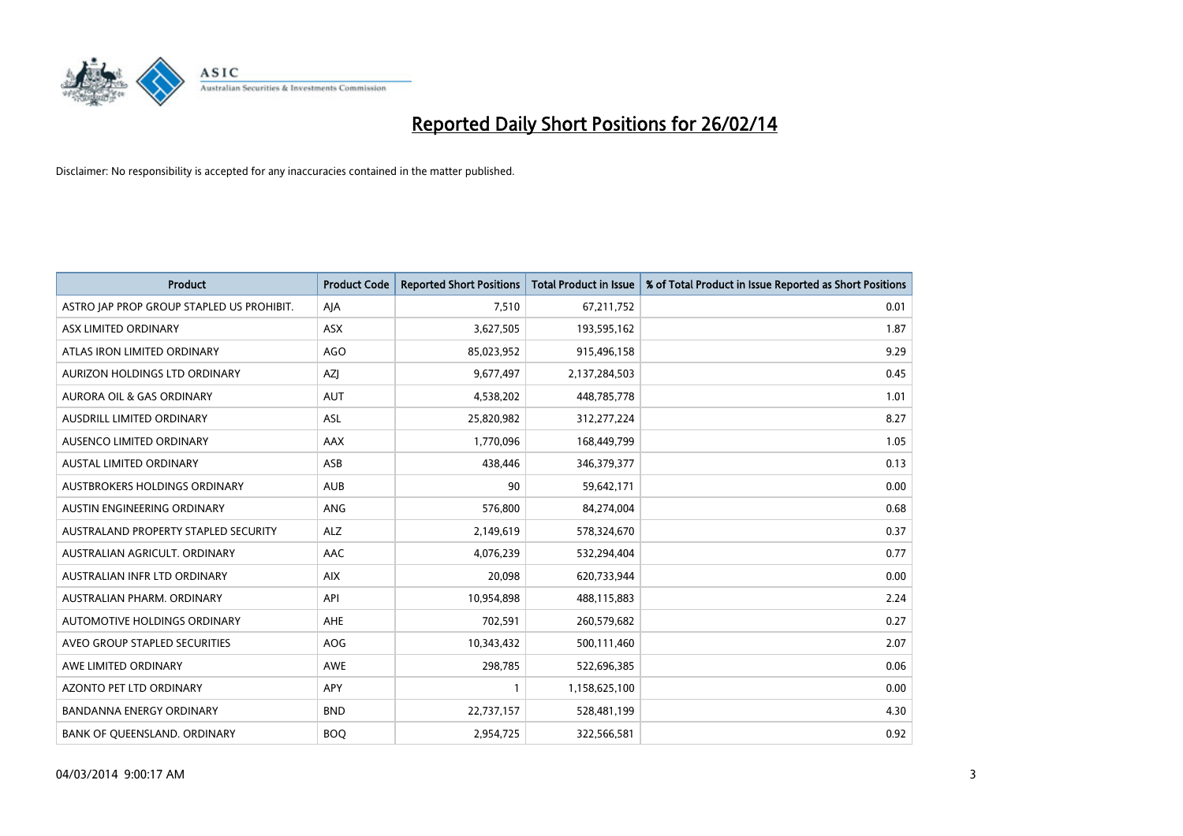# Reported Daily Short Positions for 26/02/14

Disclaimer: No responsibility is accepted for any inaccuracies contained in the matter published.

| Product | Product Code | Reported Short Positions | Total Product in Issue | % of Total Product in Issue Reported as Short Positions |
|---|---|---|---|---|
| ASTRO JAP PROP GROUP STAPLED US PROHIBIT. | AJA | 7,510 | 67,211,752 | 0.01 |
| ASX LIMITED ORDINARY | ASX | 3,627,505 | 193,595,162 | 1.87 |
| ATLAS IRON LIMITED ORDINARY | AGO | 85,023,952 | 915,496,158 | 9.29 |
| AURIZON HOLDINGS LTD ORDINARY | AZJ | 9,677,497 | 2,137,284,503 | 0.45 |
| AURORA OIL & GAS ORDINARY | AUT | 4,538,202 | 448,785,778 | 1.01 |
| AUSDRILL LIMITED ORDINARY | ASL | 25,820,982 | 312,277,224 | 8.27 |
| AUSENCO LIMITED ORDINARY | AAX | 1,770,096 | 168,449,799 | 1.05 |
| AUSTAL LIMITED ORDINARY | ASB | 438,446 | 346,379,377 | 0.13 |
| AUSTBROKERS HOLDINGS ORDINARY | AUB | 90 | 59,642,171 | 0.00 |
| AUSTIN ENGINEERING ORDINARY | ANG | 576,800 | 84,274,004 | 0.68 |
| AUSTRALAND PROPERTY STAPLED SECURITY | ALZ | 2,149,619 | 578,324,670 | 0.37 |
| AUSTRALIAN AGRICULT. ORDINARY | AAC | 4,076,239 | 532,294,404 | 0.77 |
| AUSTRALIAN INFR LTD ORDINARY | AIX | 20,098 | 620,733,944 | 0.00 |
| AUSTRALIAN PHARM. ORDINARY | API | 10,954,898 | 488,115,883 | 2.24 |
| AUTOMOTIVE HOLDINGS ORDINARY | AHE | 702,591 | 260,579,682 | 0.27 |
| AVEO GROUP STAPLED SECURITIES | AOG | 10,343,432 | 500,111,460 | 2.07 |
| AWE LIMITED ORDINARY | AWE | 298,785 | 522,696,385 | 0.06 |
| AZONTO PET LTD ORDINARY | APY | 1 | 1,158,625,100 | 0.00 |
| BANDANNA ENERGY ORDINARY | BND | 22,737,157 | 528,481,199 | 4.30 |
| BANK OF QUEENSLAND. ORDINARY | BOQ | 2,954,725 | 322,566,581 | 0.92 |

04/03/2014 9:00:17 AM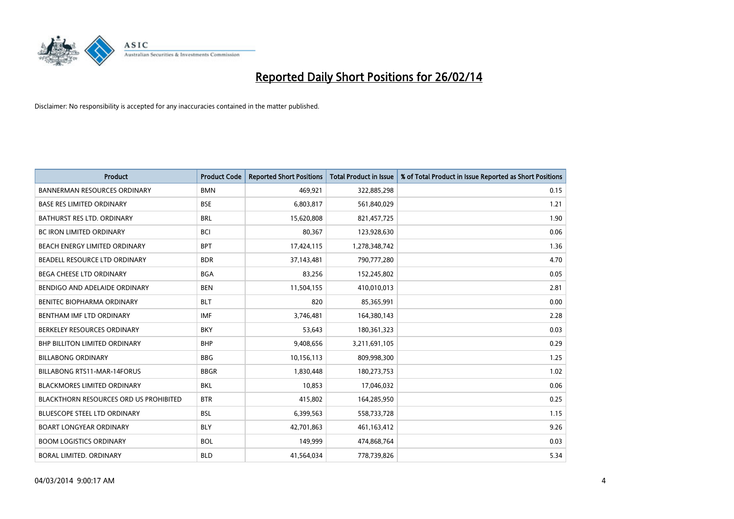# Reported Daily Short Positions for 26/02/14

Disclaimer: No responsibility is accepted for any inaccuracies contained in the matter published.

| Product | Product Code | Reported Short Positions | Total Product in Issue | % of Total Product in Issue Reported as Short Positions |
|---|---|---|---|---|
| BANNERMAN RESOURCES ORDINARY | BMN | 469,921 | 322,885,298 | 0.15 |
| BASE RES LIMITED ORDINARY | BSE | 6,803,817 | 561,840,029 | 1.21 |
| BATHURST RES LTD. ORDINARY | BRL | 15,620,808 | 821,457,725 | 1.90 |
| BC IRON LIMITED ORDINARY | BCI | 80,367 | 123,928,630 | 0.06 |
| BEACH ENERGY LIMITED ORDINARY | BPT | 17,424,115 | 1,278,348,742 | 1.36 |
| BEADELL RESOURCE LTD ORDINARY | BDR | 37,143,481 | 790,777,280 | 4.70 |
| BEGA CHEESE LTD ORDINARY | BGA | 83,256 | 152,245,802 | 0.05 |
| BENDIGO AND ADELAIDE ORDINARY | BEN | 11,504,155 | 410,010,013 | 2.81 |
| BENITEC BIOPHARMA ORDINARY | BLT | 820 | 85,365,991 | 0.00 |
| BENTHAM IMF LTD ORDINARY | IMF | 3,746,481 | 164,380,143 | 2.28 |
| BERKELEY RESOURCES ORDINARY | BKY | 53,643 | 180,361,323 | 0.03 |
| BHP BILLITON LIMITED ORDINARY | BHP | 9,408,656 | 3,211,691,105 | 0.29 |
| BILLABONG ORDINARY | BBG | 10,156,113 | 809,998,300 | 1.25 |
| BILLABONG RTS11-MAR-14FORUS | BBGR | 1,830,448 | 180,273,753 | 1.02 |
| BLACKMORES LIMITED ORDINARY | BKL | 10,853 | 17,046,032 | 0.06 |
| BLACKTHORN RESOURCES ORD US PROHIBITED | BTR | 415,802 | 164,285,950 | 0.25 |
| BLUESCOPE STEEL LTD ORDINARY | BSL | 6,399,563 | 558,733,728 | 1.15 |
| BOART LONGYEAR ORDINARY | BLY | 42,701,863 | 461,163,412 | 9.26 |
| BOOM LOGISTICS ORDINARY | BOL | 149,999 | 474,868,764 | 0.03 |
| BORAL LIMITED. ORDINARY | BLD | 41,564,034 | 778,739,826 | 5.34 |

04/03/2014 9:00:17 AM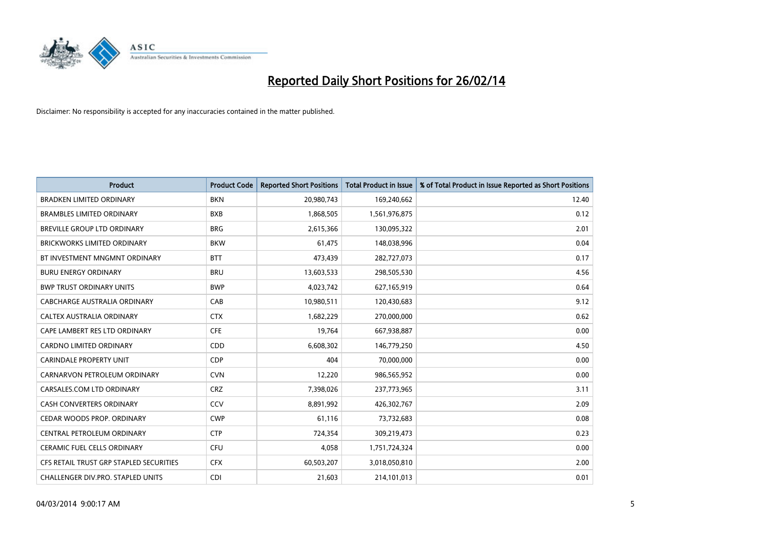# Reported Daily Short Positions for 26/02/14

Disclaimer: No responsibility is accepted for any inaccuracies contained in the matter published.

| Product | Product Code | Reported Short Positions | Total Product in Issue | % of Total Product in Issue Reported as Short Positions |
|---|---|---|---|---|
| BRADKEN LIMITED ORDINARY | BKN | 20,980,743 | 169,240,662 | 12.40 |
| BRAMBLES LIMITED ORDINARY | BXB | 1,868,505 | 1,561,976,875 | 0.12 |
| BREVILLE GROUP LTD ORDINARY | BRG | 2,615,366 | 130,095,322 | 2.01 |
| BRICKWORKS LIMITED ORDINARY | BKW | 61,475 | 148,038,996 | 0.04 |
| BT INVESTMENT MNGMNT ORDINARY | BTT | 473,439 | 282,727,073 | 0.17 |
| BURU ENERGY ORDINARY | BRU | 13,603,533 | 298,505,530 | 4.56 |
| BWP TRUST ORDINARY UNITS | BWP | 4,023,742 | 627,165,919 | 0.64 |
| CABCHARGE AUSTRALIA ORDINARY | CAB | 10,980,511 | 120,430,683 | 9.12 |
| CALTEX AUSTRALIA ORDINARY | CTX | 1,682,229 | 270,000,000 | 0.62 |
| CAPE LAMBERT RES LTD ORDINARY | CFE | 19,764 | 667,938,887 | 0.00 |
| CARDNO LIMITED ORDINARY | CDD | 6,608,302 | 146,779,250 | 4.50 |
| CARINDALE PROPERTY UNIT | CDP | 404 | 70,000,000 | 0.00 |
| CARNARVON PETROLEUM ORDINARY | CVN | 12,220 | 986,565,952 | 0.00 |
| CARSALES.COM LTD ORDINARY | CRZ | 7,398,026 | 237,773,965 | 3.11 |
| CASH CONVERTERS ORDINARY | CCV | 8,891,992 | 426,302,767 | 2.09 |
| CEDAR WOODS PROP. ORDINARY | CWP | 61,116 | 73,732,683 | 0.08 |
| CENTRAL PETROLEUM ORDINARY | CTP | 724,354 | 309,219,473 | 0.23 |
| CERAMIC FUEL CELLS ORDINARY | CFU | 4,058 | 1,751,724,324 | 0.00 |
| CFS RETAIL TRUST GRP STAPLED SECURITIES | CFX | 60,503,207 | 3,018,050,810 | 2.00 |
| CHALLENGER DIV.PRO. STAPLED UNITS | CDI | 21,603 | 214,101,013 | 0.01 |

04/03/2014 9:00:17 AM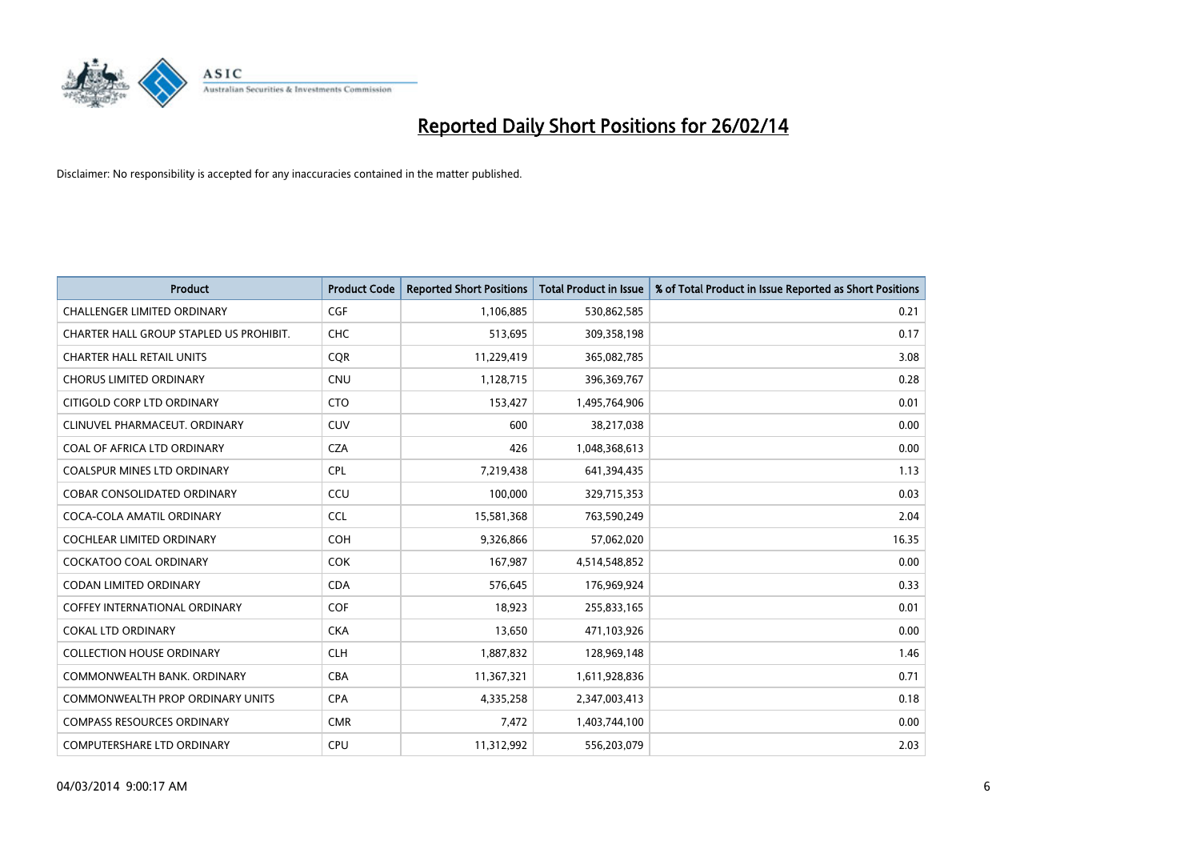# Reported Daily Short Positions for 26/02/14

Disclaimer: No responsibility is accepted for any inaccuracies contained in the matter published.

| Product | Product Code | Reported Short Positions | Total Product in Issue | % of Total Product in Issue Reported as Short Positions |
|---|---|---|---|---|
| CHALLENGER LIMITED ORDINARY | CGF | 1,106,885 | 530,862,585 | 0.21 |
| CHARTER HALL GROUP STAPLED US PROHIBIT. | CHC | 513,695 | 309,358,198 | 0.17 |
| CHARTER HALL RETAIL UNITS | CQR | 11,229,419 | 365,082,785 | 3.08 |
| CHORUS LIMITED ORDINARY | CNU | 1,128,715 | 396,369,767 | 0.28 |
| CITIGOLD CORP LTD ORDINARY | CTO | 153,427 | 1,495,764,906 | 0.01 |
| CLINUVEL PHARMACEUT. ORDINARY | CUV | 600 | 38,217,038 | 0.00 |
| COAL OF AFRICA LTD ORDINARY | CZA | 426 | 1,048,368,613 | 0.00 |
| COALSPUR MINES LTD ORDINARY | CPL | 7,219,438 | 641,394,435 | 1.13 |
| COBAR CONSOLIDATED ORDINARY | CCU | 100,000 | 329,715,353 | 0.03 |
| COCA-COLA AMATIL ORDINARY | CCL | 15,581,368 | 763,590,249 | 2.04 |
| COCHLEAR LIMITED ORDINARY | COH | 9,326,866 | 57,062,020 | 16.35 |
| COCKATOO COAL ORDINARY | COK | 167,987 | 4,514,548,852 | 0.00 |
| CODAN LIMITED ORDINARY | CDA | 576,645 | 176,969,924 | 0.33 |
| COFFEY INTERNATIONAL ORDINARY | COF | 18,923 | 255,833,165 | 0.01 |
| COKAL LTD ORDINARY | CKA | 13,650 | 471,103,926 | 0.00 |
| COLLECTION HOUSE ORDINARY | CLH | 1,887,832 | 128,969,148 | 1.46 |
| COMMONWEALTH BANK. ORDINARY | CBA | 11,367,321 | 1,611,928,836 | 0.71 |
| COMMONWEALTH PROP ORDINARY UNITS | CPA | 4,335,258 | 2,347,003,413 | 0.18 |
| COMPASS RESOURCES ORDINARY | CMR | 7,472 | 1,403,744,100 | 0.00 |
| COMPUTERSHARE LTD ORDINARY | CPU | 11,312,992 | 556,203,079 | 2.03 |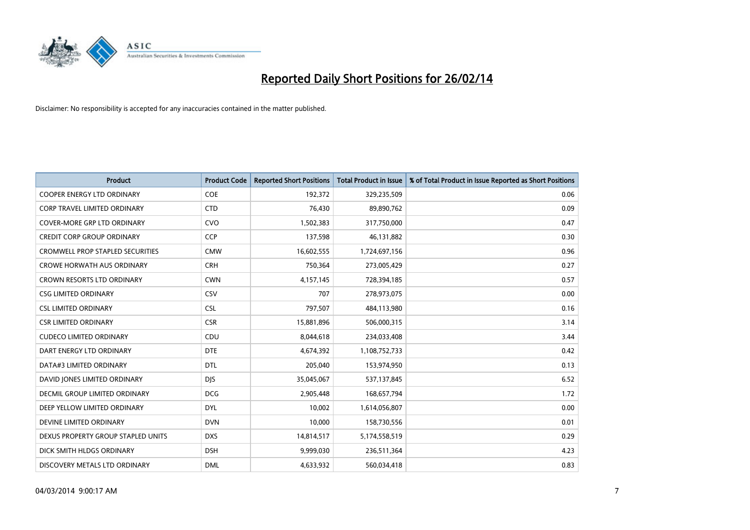# Reported Daily Short Positions for 26/02/14

Disclaimer: No responsibility is accepted for any inaccuracies contained in the matter published.

| Product | Product Code | Reported Short Positions | Total Product in Issue | % of Total Product in Issue Reported as Short Positions |
|---|---|---|---|---|
| COOPER ENERGY LTD ORDINARY | COE | 192,372 | 329,235,509 | 0.06 |
| CORP TRAVEL LIMITED ORDINARY | CTD | 76,430 | 89,890,762 | 0.09 |
| COVER-MORE GRP LTD ORDINARY | CVO | 1,502,383 | 317,750,000 | 0.47 |
| CREDIT CORP GROUP ORDINARY | CCP | 137,598 | 46,131,882 | 0.30 |
| CROMWELL PROP STAPLED SECURITIES | CMW | 16,602,555 | 1,724,697,156 | 0.96 |
| CROWE HORWATH AUS ORDINARY | CRH | 750,364 | 273,005,429 | 0.27 |
| CROWN RESORTS LTD ORDINARY | CWN | 4,157,145 | 728,394,185 | 0.57 |
| CSG LIMITED ORDINARY | CSV | 707 | 278,973,075 | 0.00 |
| CSL LIMITED ORDINARY | CSL | 797,507 | 484,113,980 | 0.16 |
| CSR LIMITED ORDINARY | CSR | 15,881,896 | 506,000,315 | 3.14 |
| CUDECO LIMITED ORDINARY | CDU | 8,044,618 | 234,033,408 | 3.44 |
| DART ENERGY LTD ORDINARY | DTE | 4,674,392 | 1,108,752,733 | 0.42 |
| DATA#3 LIMITED ORDINARY | DTL | 205,040 | 153,974,950 | 0.13 |
| DAVID JONES LIMITED ORDINARY | DJS | 35,045,067 | 537,137,845 | 6.52 |
| DECMIL GROUP LIMITED ORDINARY | DCG | 2,905,448 | 168,657,794 | 1.72 |
| DEEP YELLOW LIMITED ORDINARY | DYL | 10,002 | 1,614,056,807 | 0.00 |
| DEVINE LIMITED ORDINARY | DVN | 10,000 | 158,730,556 | 0.01 |
| DEXUS PROPERTY GROUP STAPLED UNITS | DXS | 14,814,517 | 5,174,558,519 | 0.29 |
| DICK SMITH HLDGS ORDINARY | DSH | 9,999,030 | 236,511,364 | 4.23 |
| DISCOVERY METALS LTD ORDINARY | DML | 4,633,932 | 560,034,418 | 0.83 |

04/03/2014 9:00:17 AM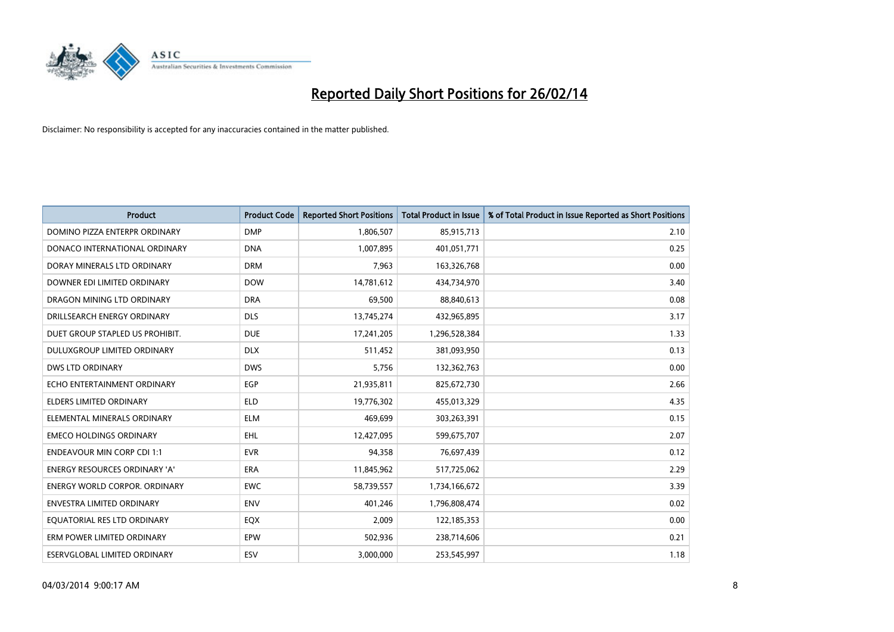# Reported Daily Short Positions for 26/02/14

Disclaimer: No responsibility is accepted for any inaccuracies contained in the matter published.

| Product | Product Code | Reported Short Positions | Total Product in Issue | % of Total Product in Issue Reported as Short Positions |
| --- | --- | --- | --- | --- |
| DOMINO PIZZA ENTERPR ORDINARY | DMP | 1,806,507 | 85,915,713 | 2.10 |
| DONACO INTERNATIONAL ORDINARY | DNA | 1,007,895 | 401,051,771 | 0.25 |
| DORAY MINERALS LTD ORDINARY | DRM | 7,963 | 163,326,768 | 0.00 |
| DOWNER EDI LIMITED ORDINARY | DOW | 14,781,612 | 434,734,970 | 3.40 |
| DRAGON MINING LTD ORDINARY | DRA | 69,500 | 88,840,613 | 0.08 |
| DRILLSEARCH ENERGY ORDINARY | DLS | 13,745,274 | 432,965,895 | 3.17 |
| DUET GROUP STAPLED US PROHIBIT. | DUE | 17,241,205 | 1,296,528,384 | 1.33 |
| DULUXGROUP LIMITED ORDINARY | DLX | 511,452 | 381,093,950 | 0.13 |
| DWS LTD ORDINARY | DWS | 5,756 | 132,362,763 | 0.00 |
| ECHO ENTERTAINMENT ORDINARY | EGP | 21,935,811 | 825,672,730 | 2.66 |
| ELDERS LIMITED ORDINARY | ELD | 19,776,302 | 455,013,329 | 4.35 |
| ELEMENTAL MINERALS ORDINARY | ELM | 469,699 | 303,263,391 | 0.15 |
| EMECO HOLDINGS ORDINARY | EHL | 12,427,095 | 599,675,707 | 2.07 |
| ENDEAVOUR MIN CORP CDI 1:1 | EVR | 94,358 | 76,697,439 | 0.12 |
| ENERGY RESOURCES ORDINARY 'A' | ERA | 11,845,962 | 517,725,062 | 2.29 |
| ENERGY WORLD CORPOR. ORDINARY | EWC | 58,739,557 | 1,734,166,672 | 3.39 |
| ENVESTRA LIMITED ORDINARY | ENV | 401,246 | 1,796,808,474 | 0.02 |
| EQUATORIAL RES LTD ORDINARY | EQX | 2,009 | 122,185,353 | 0.00 |
| ERM POWER LIMITED ORDINARY | EPW | 502,936 | 238,714,606 | 0.21 |
| ESERVGLOBAL LIMITED ORDINARY | ESV | 3,000,000 | 253,545,997 | 1.18 |

04/03/2014 9:00:17 AM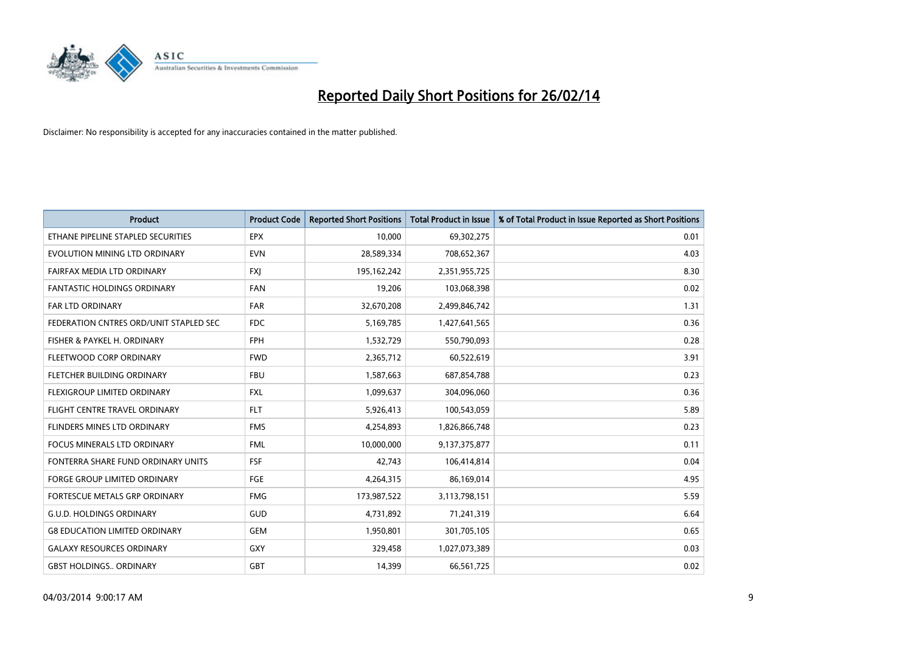# Reported Daily Short Positions for 26/02/14

Disclaimer: No responsibility is accepted for any inaccuracies contained in the matter published.

| Product | Product Code | Reported Short Positions | Total Product in Issue | % of Total Product in Issue Reported as Short Positions |
|---|---|---|---|---|
| ETHANE PIPELINE STAPLED SECURITIES | EPX | 10,000 | 69,302,275 | 0.01 |
| EVOLUTION MINING LTD ORDINARY | EVN | 28,589,334 | 708,652,367 | 4.03 |
| FAIRFAX MEDIA LTD ORDINARY | FXJ | 195,162,242 | 2,351,955,725 | 8.30 |
| FANTASTIC HOLDINGS ORDINARY | FAN | 19,206 | 103,068,398 | 0.02 |
| FAR LTD ORDINARY | FAR | 32,670,208 | 2,499,846,742 | 1.31 |
| FEDERATION CNTRES ORD/UNIT STAPLED SEC | FDC | 5,169,785 | 1,427,641,565 | 0.36 |
| FISHER & PAYKEL H. ORDINARY | FPH | 1,532,729 | 550,790,093 | 0.28 |
| FLEETWOOD CORP ORDINARY | FWD | 2,365,712 | 60,522,619 | 3.91 |
| FLETCHER BUILDING ORDINARY | FBU | 1,587,663 | 687,854,788 | 0.23 |
| FLEXIGROUP LIMITED ORDINARY | FXL | 1,099,637 | 304,096,060 | 0.36 |
| FLIGHT CENTRE TRAVEL ORDINARY | FLT | 5,926,413 | 100,543,059 | 5.89 |
| FLINDERS MINES LTD ORDINARY | FMS | 4,254,893 | 1,826,866,748 | 0.23 |
| FOCUS MINERALS LTD ORDINARY | FML | 10,000,000 | 9,137,375,877 | 0.11 |
| FONTERRA SHARE FUND ORDINARY UNITS | FSF | 42,743 | 106,414,814 | 0.04 |
| FORGE GROUP LIMITED ORDINARY | FGE | 4,264,315 | 86,169,014 | 4.95 |
| FORTESCUE METALS GRP ORDINARY | FMG | 173,987,522 | 3,113,798,151 | 5.59 |
| G.U.D. HOLDINGS ORDINARY | GUD | 4,731,892 | 71,241,319 | 6.64 |
| G8 EDUCATION LIMITED ORDINARY | GEM | 1,950,801 | 301,705,105 | 0.65 |
| GALAXY RESOURCES ORDINARY | GXY | 329,458 | 1,027,073,389 | 0.03 |
| GBST HOLDINGS.. ORDINARY | GBT | 14,399 | 66,561,725 | 0.02 |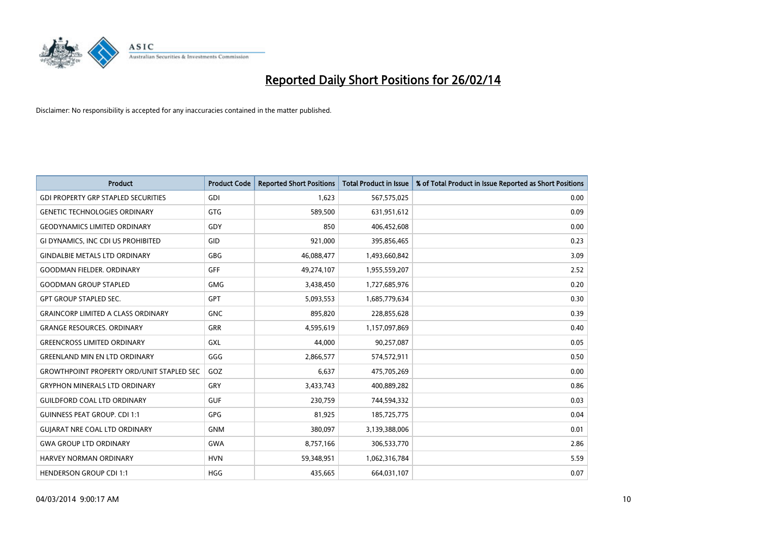# Reported Daily Short Positions for 26/02/14

Disclaimer: No responsibility is accepted for any inaccuracies contained in the matter published.

| Product | Product Code | Reported Short Positions | Total Product in Issue | % of Total Product in Issue Reported as Short Positions |
|---|---|---|---|---|
| GDI PROPERTY GRP STAPLED SECURITIES | GDI | 1,623 | 567,575,025 | 0.00 |
| GENETIC TECHNOLOGIES ORDINARY | GTG | 589,500 | 631,951,612 | 0.09 |
| GEODYNAMICS LIMITED ORDINARY | GDY | 850 | 406,452,608 | 0.00 |
| GI DYNAMICS, INC CDI US PROHIBITED | GID | 921,000 | 395,856,465 | 0.23 |
| GINDALBIE METALS LTD ORDINARY | GBG | 46,088,477 | 1,493,660,842 | 3.09 |
| GOODMAN FIELDER. ORDINARY | GFF | 49,274,107 | 1,955,559,207 | 2.52 |
| GOODMAN GROUP STAPLED | GMG | 3,438,450 | 1,727,685,976 | 0.20 |
| GPT GROUP STAPLED SEC. | GPT | 5,093,553 | 1,685,779,634 | 0.30 |
| GRAINCORP LIMITED A CLASS ORDINARY | GNC | 895,820 | 228,855,628 | 0.39 |
| GRANGE RESOURCES. ORDINARY | GRR | 4,595,619 | 1,157,097,869 | 0.40 |
| GREENCROSS LIMITED ORDINARY | GXL | 44,000 | 90,257,087 | 0.05 |
| GREENLAND MIN EN LTD ORDINARY | GGG | 2,866,577 | 574,572,911 | 0.50 |
| GROWTHPOINT PROPERTY ORD/UNIT STAPLED SEC | GOZ | 6,637 | 475,705,269 | 0.00 |
| GRYPHON MINERALS LTD ORDINARY | GRY | 3,433,743 | 400,889,282 | 0.86 |
| GUILDFORD COAL LTD ORDINARY | GUF | 230,759 | 744,594,332 | 0.03 |
| GUINNESS PEAT GROUP. CDI 1:1 | GPG | 81,925 | 185,725,775 | 0.04 |
| GUJARAT NRE COAL LTD ORDINARY | GNM | 380,097 | 3,139,388,006 | 0.01 |
| GWA GROUP LTD ORDINARY | GWA | 8,757,166 | 306,533,770 | 2.86 |
| HARVEY NORMAN ORDINARY | HVN | 59,348,951 | 1,062,316,784 | 5.59 |
| HENDERSON GROUP CDI 1:1 | HGG | 435,665 | 664,031,107 | 0.07 |

04/03/2014 9:00:17 AM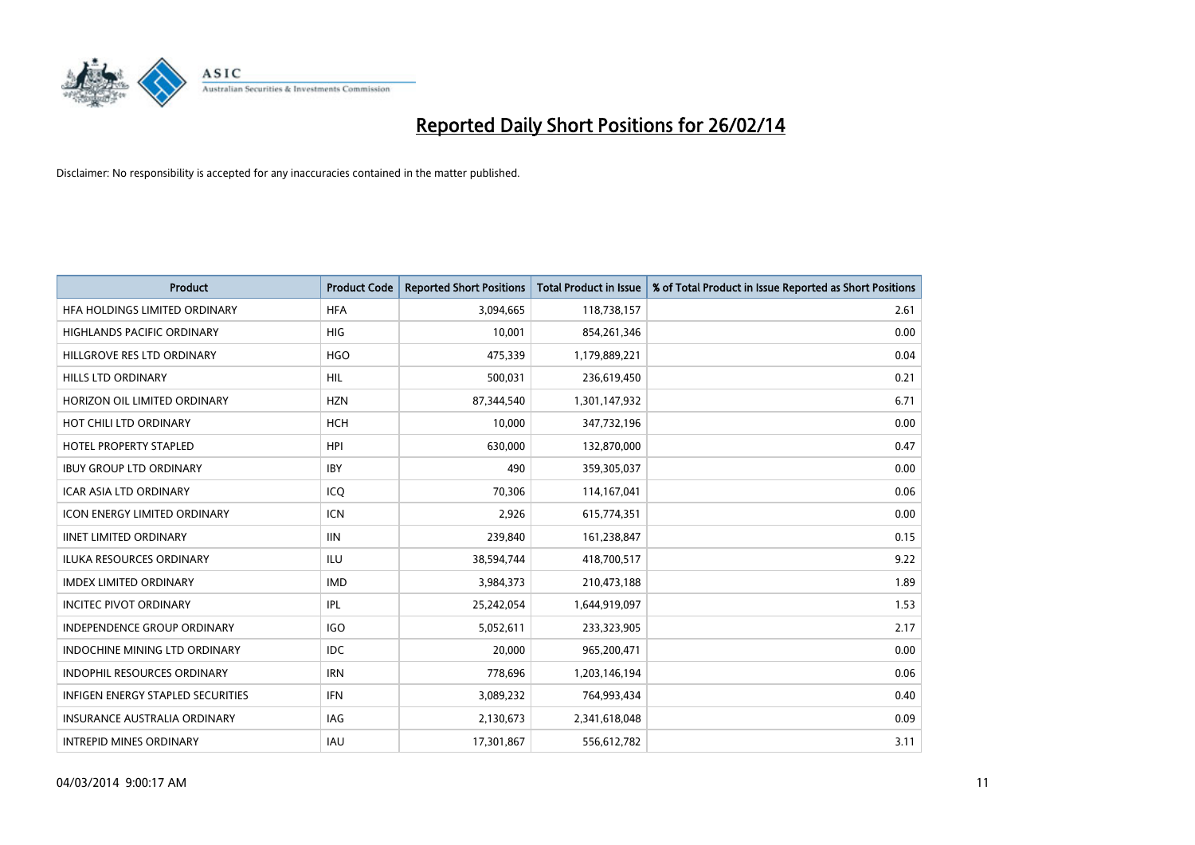# Reported Daily Short Positions for 26/02/14

Disclaimer: No responsibility is accepted for any inaccuracies contained in the matter published.

| Product | Product Code | Reported Short Positions | Total Product in Issue | % of Total Product in Issue Reported as Short Positions |
|---|---|---|---|---|
| HFA HOLDINGS LIMITED ORDINARY | HFA | 3,094,665 | 118,738,157 | 2.61 |
| HIGHLANDS PACIFIC ORDINARY | HIG | 10,001 | 854,261,346 | 0.00 |
| HILLGROVE RES LTD ORDINARY | HGO | 475,339 | 1,179,889,221 | 0.04 |
| HILLS LTD ORDINARY | HIL | 500,031 | 236,619,450 | 0.21 |
| HORIZON OIL LIMITED ORDINARY | HZN | 87,344,540 | 1,301,147,932 | 6.71 |
| HOT CHILI LTD ORDINARY | HCH | 10,000 | 347,732,196 | 0.00 |
| HOTEL PROPERTY STAPLED | HPI | 630,000 | 132,870,000 | 0.47 |
| IBUY GROUP LTD ORDINARY | IBY | 490 | 359,305,037 | 0.00 |
| ICAR ASIA LTD ORDINARY | ICQ | 70,306 | 114,167,041 | 0.06 |
| ICON ENERGY LIMITED ORDINARY | ICN | 2,926 | 615,774,351 | 0.00 |
| IINET LIMITED ORDINARY | IIN | 239,840 | 161,238,847 | 0.15 |
| ILUKA RESOURCES ORDINARY | ILU | 38,594,744 | 418,700,517 | 9.22 |
| IMDEX LIMITED ORDINARY | IMD | 3,984,373 | 210,473,188 | 1.89 |
| INCITEC PIVOT ORDINARY | IPL | 25,242,054 | 1,644,919,097 | 1.53 |
| INDEPENDENCE GROUP ORDINARY | IGO | 5,052,611 | 233,323,905 | 2.17 |
| INDOCHINE MINING LTD ORDINARY | IDC | 20,000 | 965,200,471 | 0.00 |
| INDOPHIL RESOURCES ORDINARY | IRN | 778,696 | 1,203,146,194 | 0.06 |
| INFIGEN ENERGY STAPLED SECURITIES | IFN | 3,089,232 | 764,993,434 | 0.40 |
| INSURANCE AUSTRALIA ORDINARY | IAG | 2,130,673 | 2,341,618,048 | 0.09 |
| INTREPID MINES ORDINARY | IAU | 17,301,867 | 556,612,782 | 3.11 |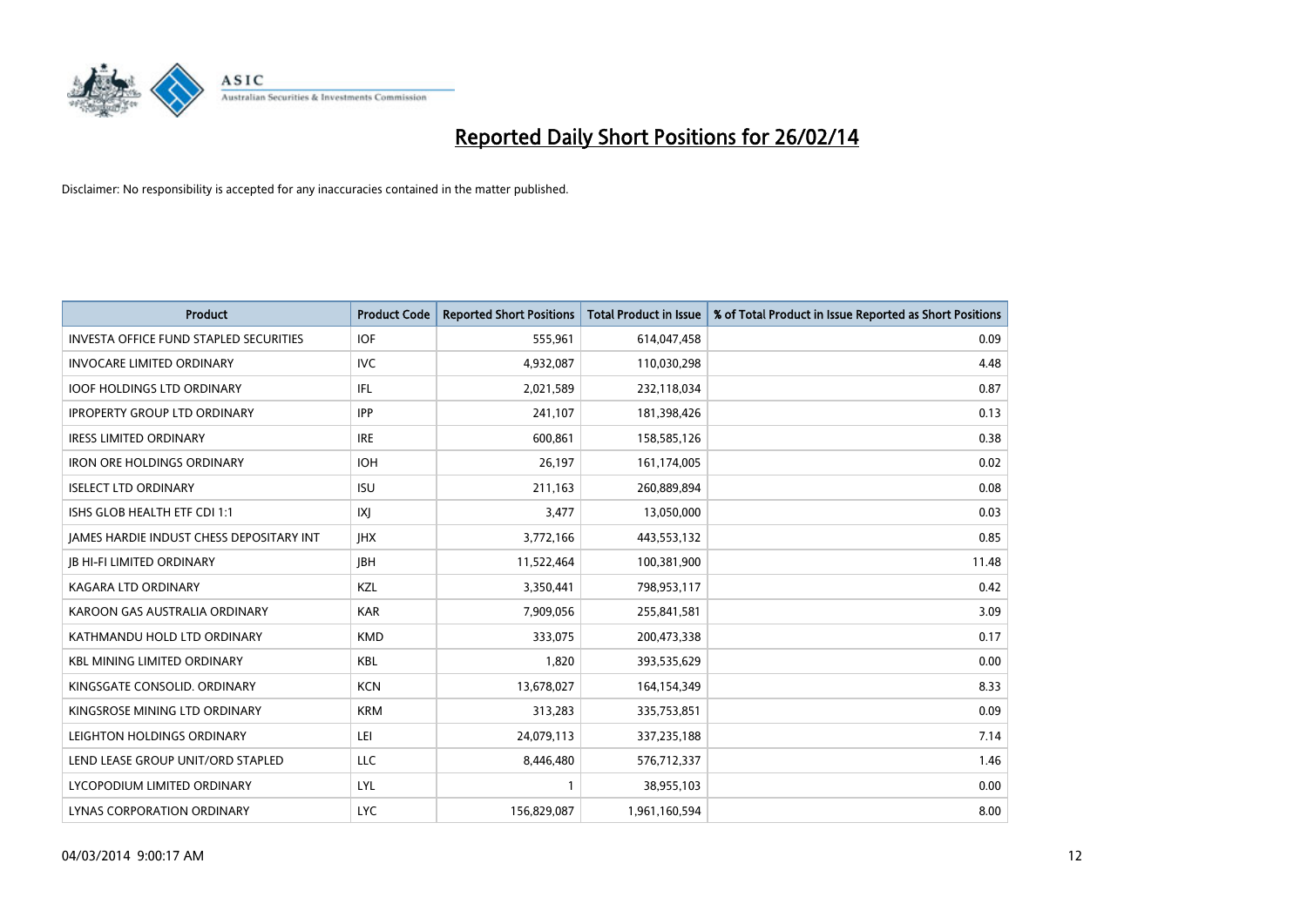# Reported Daily Short Positions for 26/02/14

Disclaimer: No responsibility is accepted for any inaccuracies contained in the matter published.

| Product | Product Code | Reported Short Positions | Total Product in Issue | % of Total Product in Issue Reported as Short Positions |
|---|---|---|---|---|
| INVESTA OFFICE FUND STAPLED SECURITIES | IOF | 555,961 | 614,047,458 | 0.09 |
| INVOCARE LIMITED ORDINARY | IVC | 4,932,087 | 110,030,298 | 4.48 |
| IOOF HOLDINGS LTD ORDINARY | IFL | 2,021,589 | 232,118,034 | 0.87 |
| IPROPERTY GROUP LTD ORDINARY | IPP | 241,107 | 181,398,426 | 0.13 |
| IRESS LIMITED ORDINARY | IRE | 600,861 | 158,585,126 | 0.38 |
| IRON ORE HOLDINGS ORDINARY | IOH | 26,197 | 161,174,005 | 0.02 |
| ISELECT LTD ORDINARY | ISU | 211,163 | 260,889,894 | 0.08 |
| ISHS GLOB HEALTH ETF CDI 1:1 | IXJ | 3,477 | 13,050,000 | 0.03 |
| JAMES HARDIE INDUST CHESS DEPOSITARY INT | JHX | 3,772,166 | 443,553,132 | 0.85 |
| JB HI-FI LIMITED ORDINARY | JBH | 11,522,464 | 100,381,900 | 11.48 |
| KAGARA LTD ORDINARY | KZL | 3,350,441 | 798,953,117 | 0.42 |
| KAROON GAS AUSTRALIA ORDINARY | KAR | 7,909,056 | 255,841,581 | 3.09 |
| KATHMANDU HOLD LTD ORDINARY | KMD | 333,075 | 200,473,338 | 0.17 |
| KBL MINING LIMITED ORDINARY | KBL | 1,820 | 393,535,629 | 0.00 |
| KINGSGATE CONSOLID. ORDINARY | KCN | 13,678,027 | 164,154,349 | 8.33 |
| KINGSROSE MINING LTD ORDINARY | KRM | 313,283 | 335,753,851 | 0.09 |
| LEIGHTON HOLDINGS ORDINARY | LEI | 24,079,113 | 337,235,188 | 7.14 |
| LEND LEASE GROUP UNIT/ORD STAPLED | LLC | 8,446,480 | 576,712,337 | 1.46 |
| LYCOPODIUM LIMITED ORDINARY | LYL | 1 | 38,955,103 | 0.00 |
| LYNAS CORPORATION ORDINARY | LYC | 156,829,087 | 1,961,160,594 | 8.00 |

04/03/2014 9:00:17 AM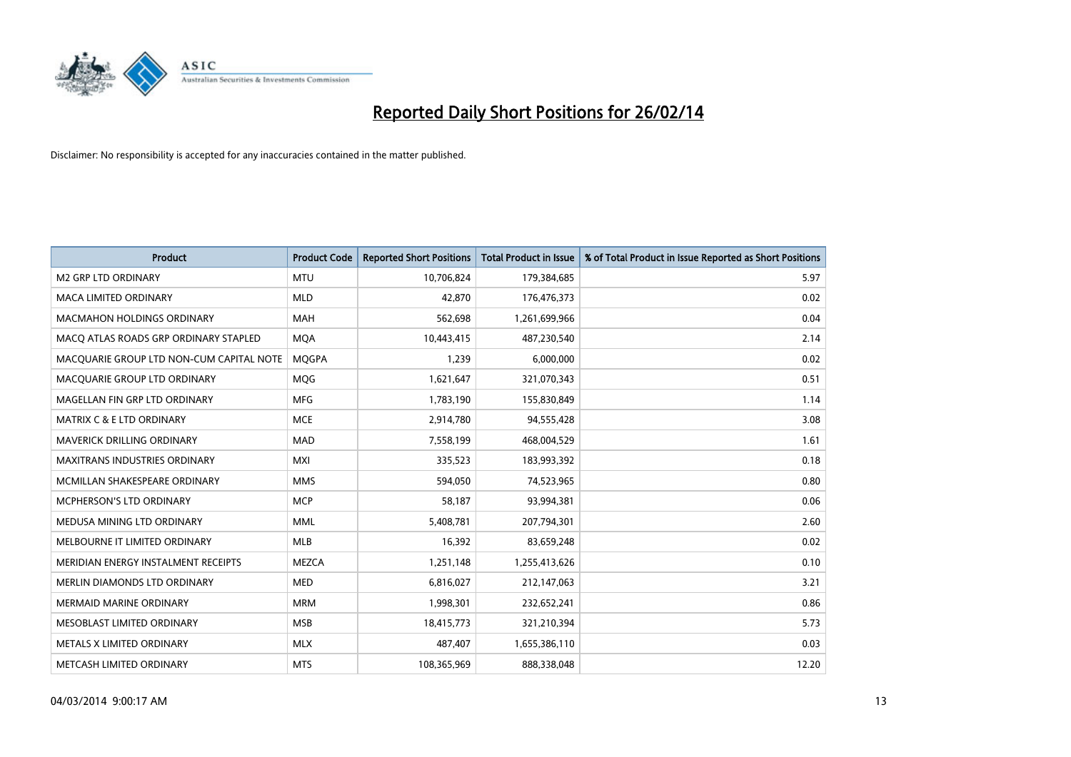# Reported Daily Short Positions for 26/02/14

Disclaimer: No responsibility is accepted for any inaccuracies contained in the matter published.

| Product | Product Code | Reported Short Positions | Total Product in Issue | % of Total Product in Issue Reported as Short Positions |
|---|---|---|---|---|
| M2 GRP LTD ORDINARY | MTU | 10,706,824 | 179,384,685 | 5.97 |
| MACA LIMITED ORDINARY | MLD | 42,870 | 176,476,373 | 0.02 |
| MACMAHON HOLDINGS ORDINARY | MAH | 562,698 | 1,261,699,966 | 0.04 |
| MACQ ATLAS ROADS GRP ORDINARY STAPLED | MQA | 10,443,415 | 487,230,540 | 2.14 |
| MACQUARIE GROUP LTD NON-CUM CAPITAL NOTE | MQGPA | 1,239 | 6,000,000 | 0.02 |
| MACQUARIE GROUP LTD ORDINARY | MQG | 1,621,647 | 321,070,343 | 0.51 |
| MAGELLAN FIN GRP LTD ORDINARY | MFG | 1,783,190 | 155,830,849 | 1.14 |
| MATRIX C & E LTD ORDINARY | MCE | 2,914,780 | 94,555,428 | 3.08 |
| MAVERICK DRILLING ORDINARY | MAD | 7,558,199 | 468,004,529 | 1.61 |
| MAXITRANS INDUSTRIES ORDINARY | MXI | 335,523 | 183,993,392 | 0.18 |
| MCMILLAN SHAKESPEARE ORDINARY | MMS | 594,050 | 74,523,965 | 0.80 |
| MCPHERSON'S LTD ORDINARY | MCP | 58,187 | 93,994,381 | 0.06 |
| MEDUSA MINING LTD ORDINARY | MML | 5,408,781 | 207,794,301 | 2.60 |
| MELBOURNE IT LIMITED ORDINARY | MLB | 16,392 | 83,659,248 | 0.02 |
| MERIDIAN ENERGY INSTALMENT RECEIPTS | MEZCA | 1,251,148 | 1,255,413,626 | 0.10 |
| MERLIN DIAMONDS LTD ORDINARY | MED | 6,816,027 | 212,147,063 | 3.21 |
| MERMAID MARINE ORDINARY | MRM | 1,998,301 | 232,652,241 | 0.86 |
| MESOBLAST LIMITED ORDINARY | MSB | 18,415,773 | 321,210,394 | 5.73 |
| METALS X LIMITED ORDINARY | MLX | 487,407 | 1,655,386,110 | 0.03 |
| METCASH LIMITED ORDINARY | MTS | 108,365,969 | 888,338,048 | 12.20 |

04/03/2014 9:00:17 AM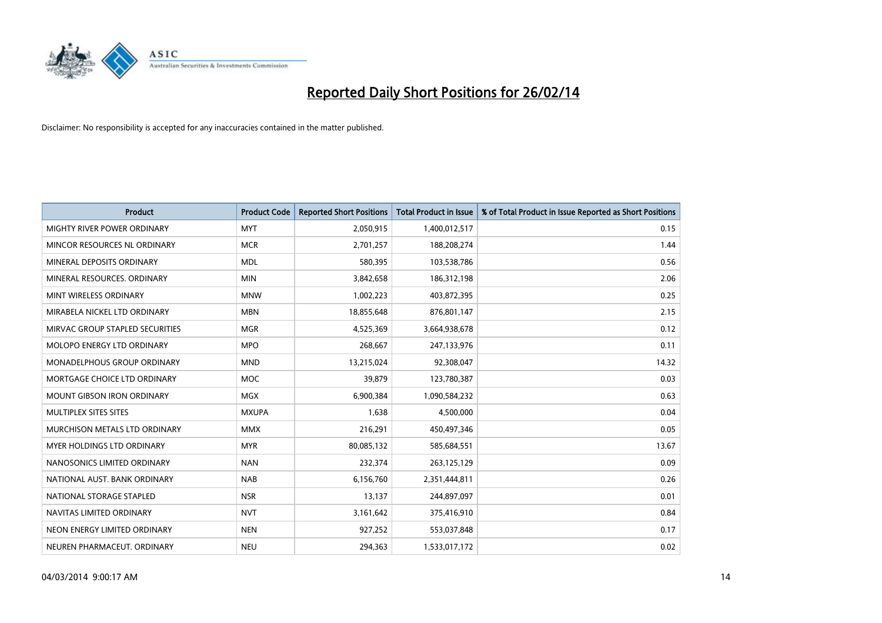# Reported Daily Short Positions for 26/02/14

Disclaimer: No responsibility is accepted for any inaccuracies contained in the matter published.

| Product | Product Code | Reported Short Positions | Total Product in Issue | % of Total Product in Issue Reported as Short Positions |
|---|---|---|---|---|
| MIGHTY RIVER POWER ORDINARY | MYT | 2,050,915 | 1,400,012,517 | 0.15 |
| MINCOR RESOURCES NL ORDINARY | MCR | 2,701,257 | 188,208,274 | 1.44 |
| MINERAL DEPOSITS ORDINARY | MDL | 580,395 | 103,538,786 | 0.56 |
| MINERAL RESOURCES. ORDINARY | MIN | 3,842,658 | 186,312,198 | 2.06 |
| MINT WIRELESS ORDINARY | MNW | 1,002,223 | 403,872,395 | 0.25 |
| MIRABELA NICKEL LTD ORDINARY | MBN | 18,855,648 | 876,801,147 | 2.15 |
| MIRVAC GROUP STAPLED SECURITIES | MGR | 4,525,369 | 3,664,938,678 | 0.12 |
| MOLOPO ENERGY LTD ORDINARY | MPO | 268,667 | 247,133,976 | 0.11 |
| MONADELPHOUS GROUP ORDINARY | MND | 13,215,024 | 92,308,047 | 14.32 |
| MORTGAGE CHOICE LTD ORDINARY | MOC | 39,879 | 123,780,387 | 0.03 |
| MOUNT GIBSON IRON ORDINARY | MGX | 6,900,384 | 1,090,584,232 | 0.63 |
| MULTIPLEX SITES SITES | MXUPA | 1,638 | 4,500,000 | 0.04 |
| MURCHISON METALS LTD ORDINARY | MMX | 216,291 | 450,497,346 | 0.05 |
| MYER HOLDINGS LTD ORDINARY | MYR | 80,085,132 | 585,684,551 | 13.67 |
| NANOSONICS LIMITED ORDINARY | NAN | 232,374 | 263,125,129 | 0.09 |
| NATIONAL AUST. BANK ORDINARY | NAB | 6,156,760 | 2,351,444,811 | 0.26 |
| NATIONAL STORAGE STAPLED | NSR | 13,137 | 244,897,097 | 0.01 |
| NAVITAS LIMITED ORDINARY | NVT | 3,161,642 | 375,416,910 | 0.84 |
| NEON ENERGY LIMITED ORDINARY | NEN | 927,252 | 553,037,848 | 0.17 |
| NEUREN PHARMACEUT. ORDINARY | NEU | 294,363 | 1,533,017,172 | 0.02 |

04/03/2014 9:00:17 AM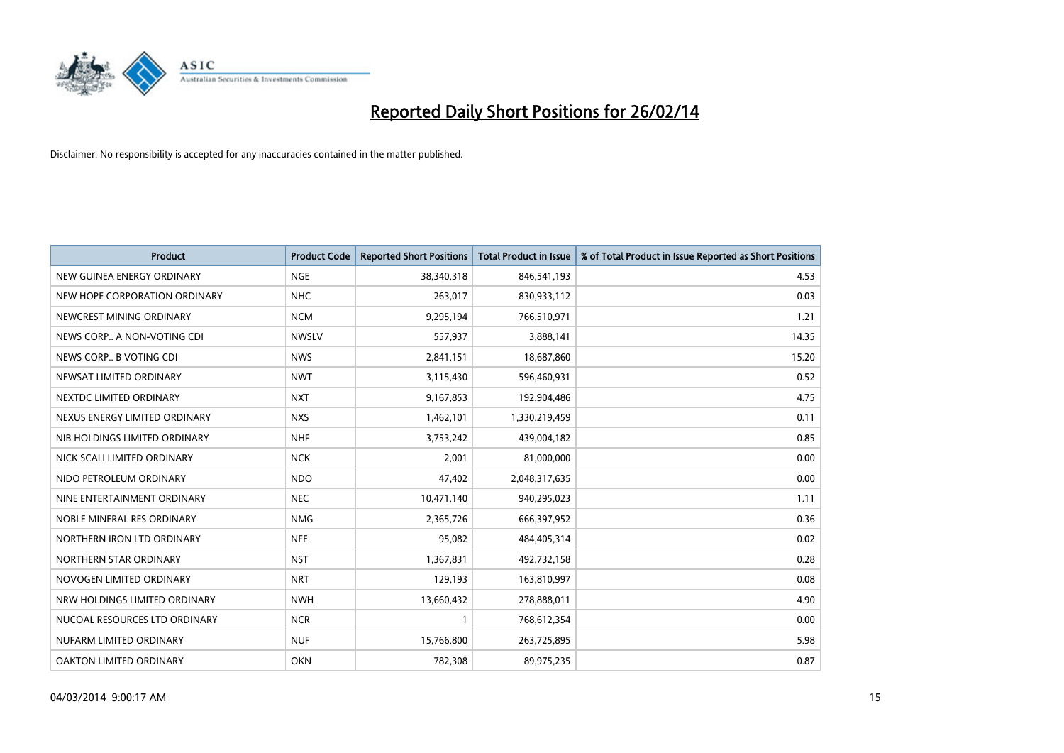# Reported Daily Short Positions for 26/02/14

Disclaimer: No responsibility is accepted for any inaccuracies contained in the matter published.

| Product | Product Code | Reported Short Positions | Total Product in Issue | % of Total Product in Issue Reported as Short Positions |
|---|---|---|---|---|
| NEW GUINEA ENERGY ORDINARY | NGE | 38,340,318 | 846,541,193 | 4.53 |
| NEW HOPE CORPORATION ORDINARY | NHC | 263,017 | 830,933,112 | 0.03 |
| NEWCREST MINING ORDINARY | NCM | 9,295,194 | 766,510,971 | 1.21 |
| NEWS CORP.. A NON-VOTING CDI | NWSLV | 557,937 | 3,888,141 | 14.35 |
| NEWS CORP.. B VOTING CDI | NWS | 2,841,151 | 18,687,860 | 15.20 |
| NEWSAT LIMITED ORDINARY | NWT | 3,115,430 | 596,460,931 | 0.52 |
| NEXTDC LIMITED ORDINARY | NXT | 9,167,853 | 192,904,486 | 4.75 |
| NEXUS ENERGY LIMITED ORDINARY | NXS | 1,462,101 | 1,330,219,459 | 0.11 |
| NIB HOLDINGS LIMITED ORDINARY | NHF | 3,753,242 | 439,004,182 | 0.85 |
| NICK SCALI LIMITED ORDINARY | NCK | 2,001 | 81,000,000 | 0.00 |
| NIDO PETROLEUM ORDINARY | NDO | 47,402 | 2,048,317,635 | 0.00 |
| NINE ENTERTAINMENT ORDINARY | NEC | 10,471,140 | 940,295,023 | 1.11 |
| NOBLE MINERAL RES ORDINARY | NMG | 2,365,726 | 666,397,952 | 0.36 |
| NORTHERN IRON LTD ORDINARY | NFE | 95,082 | 484,405,314 | 0.02 |
| NORTHERN STAR ORDINARY | NST | 1,367,831 | 492,732,158 | 0.28 |
| NOVOGEN LIMITED ORDINARY | NRT | 129,193 | 163,810,997 | 0.08 |
| NRW HOLDINGS LIMITED ORDINARY | NWH | 13,660,432 | 278,888,011 | 4.90 |
| NUCOAL RESOURCES LTD ORDINARY | NCR | 1 | 768,612,354 | 0.00 |
| NUFARM LIMITED ORDINARY | NUF | 15,766,800 | 263,725,895 | 5.98 |
| OAKTON LIMITED ORDINARY | OKN | 782,308 | 89,975,235 | 0.87 |

04/03/2014 9:00:17 AM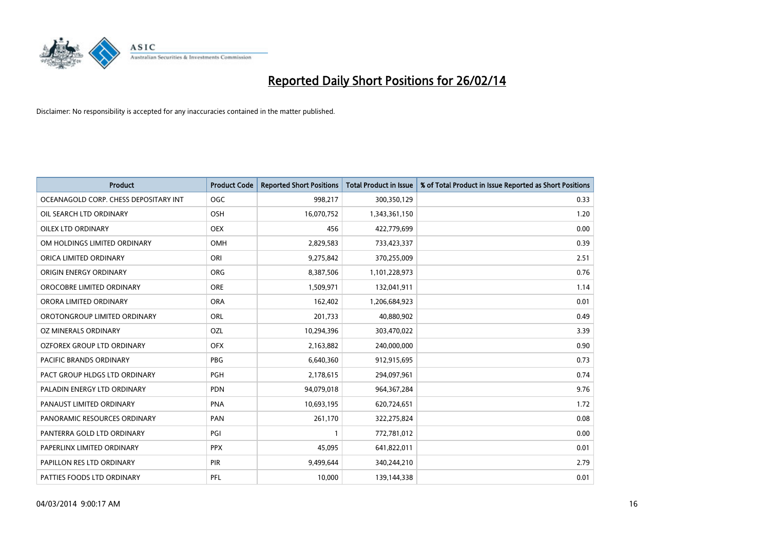# Reported Daily Short Positions for 26/02/14

Disclaimer: No responsibility is accepted for any inaccuracies contained in the matter published.

| Product | Product Code | Reported Short Positions | Total Product in Issue | % of Total Product in Issue Reported as Short Positions |
|---|---|---|---|---|
| OCEANAGOLD CORP. CHESS DEPOSITARY INT | OGC | 998,217 | 300,350,129 | 0.33 |
| OIL SEARCH LTD ORDINARY | OSH | 16,070,752 | 1,343,361,150 | 1.20 |
| OILEX LTD ORDINARY | OEX | 456 | 422,779,699 | 0.00 |
| OM HOLDINGS LIMITED ORDINARY | OMH | 2,829,583 | 733,423,337 | 0.39 |
| ORICA LIMITED ORDINARY | ORI | 9,275,842 | 370,255,009 | 2.51 |
| ORIGIN ENERGY ORDINARY | ORG | 8,387,506 | 1,101,228,973 | 0.76 |
| OROCOBRE LIMITED ORDINARY | ORE | 1,509,971 | 132,041,911 | 1.14 |
| ORORA LIMITED ORDINARY | ORA | 162,402 | 1,206,684,923 | 0.01 |
| OROTONGROUP LIMITED ORDINARY | ORL | 201,733 | 40,880,902 | 0.49 |
| OZ MINERALS ORDINARY | OZL | 10,294,396 | 303,470,022 | 3.39 |
| OZFOREX GROUP LTD ORDINARY | OFX | 2,163,882 | 240,000,000 | 0.90 |
| PACIFIC BRANDS ORDINARY | PBG | 6,640,360 | 912,915,695 | 0.73 |
| PACT GROUP HLDGS LTD ORDINARY | PGH | 2,178,615 | 294,097,961 | 0.74 |
| PALADIN ENERGY LTD ORDINARY | PDN | 94,079,018 | 964,367,284 | 9.76 |
| PANAUST LIMITED ORDINARY | PNA | 10,693,195 | 620,724,651 | 1.72 |
| PANORAMIC RESOURCES ORDINARY | PAN | 261,170 | 322,275,824 | 0.08 |
| PANTERRA GOLD LTD ORDINARY | PGI | 1 | 772,781,012 | 0.00 |
| PAPERLINX LIMITED ORDINARY | PPX | 45,095 | 641,822,011 | 0.01 |
| PAPILLON RES LTD ORDINARY | PIR | 9,499,644 | 340,244,210 | 2.79 |
| PATTIES FOODS LTD ORDINARY | PFL | 10,000 | 139,144,338 | 0.01 |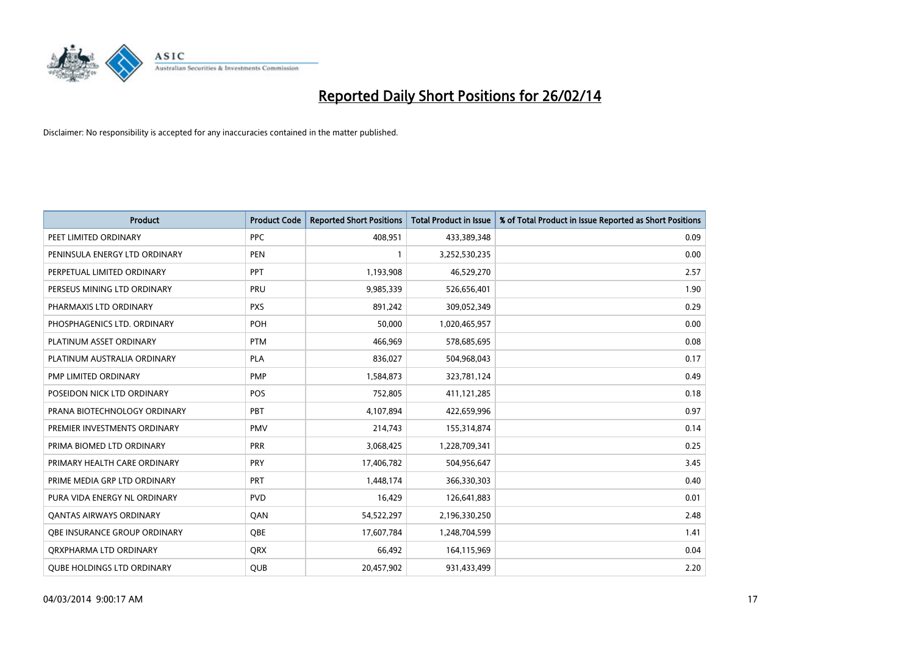# Reported Daily Short Positions for 26/02/14

Disclaimer: No responsibility is accepted for any inaccuracies contained in the matter published.

| Product | Product Code | Reported Short Positions | Total Product in Issue | % of Total Product in Issue Reported as Short Positions |
|---|---|---|---|---|
| PEET LIMITED ORDINARY | PPC | 408,951 | 433,389,348 | 0.09 |
| PENINSULA ENERGY LTD ORDINARY | PEN | 1 | 3,252,530,235 | 0.00 |
| PERPETUAL LIMITED ORDINARY | PPT | 1,193,908 | 46,529,270 | 2.57 |
| PERSEUS MINING LTD ORDINARY | PRU | 9,985,339 | 526,656,401 | 1.90 |
| PHARMAXIS LTD ORDINARY | PXS | 891,242 | 309,052,349 | 0.29 |
| PHOSPHAGENICS LTD. ORDINARY | POH | 50,000 | 1,020,465,957 | 0.00 |
| PLATINUM ASSET ORDINARY | PTM | 466,969 | 578,685,695 | 0.08 |
| PLATINUM AUSTRALIA ORDINARY | PLA | 836,027 | 504,968,043 | 0.17 |
| PMP LIMITED ORDINARY | PMP | 1,584,873 | 323,781,124 | 0.49 |
| POSEIDON NICK LTD ORDINARY | POS | 752,805 | 411,121,285 | 0.18 |
| PRANA BIOTECHNOLOGY ORDINARY | PBT | 4,107,894 | 422,659,996 | 0.97 |
| PREMIER INVESTMENTS ORDINARY | PMV | 214,743 | 155,314,874 | 0.14 |
| PRIMA BIOMED LTD ORDINARY | PRR | 3,068,425 | 1,228,709,341 | 0.25 |
| PRIMARY HEALTH CARE ORDINARY | PRY | 17,406,782 | 504,956,647 | 3.45 |
| PRIME MEDIA GRP LTD ORDINARY | PRT | 1,448,174 | 366,330,303 | 0.40 |
| PURA VIDA ENERGY NL ORDINARY | PVD | 16,429 | 126,641,883 | 0.01 |
| QANTAS AIRWAYS ORDINARY | QAN | 54,522,297 | 2,196,330,250 | 2.48 |
| QBE INSURANCE GROUP ORDINARY | QBE | 17,607,784 | 1,248,704,599 | 1.41 |
| QRXPHARMA LTD ORDINARY | QRX | 66,492 | 164,115,969 | 0.04 |
| QUBE HOLDINGS LTD ORDINARY | QUB | 20,457,902 | 931,433,499 | 2.20 |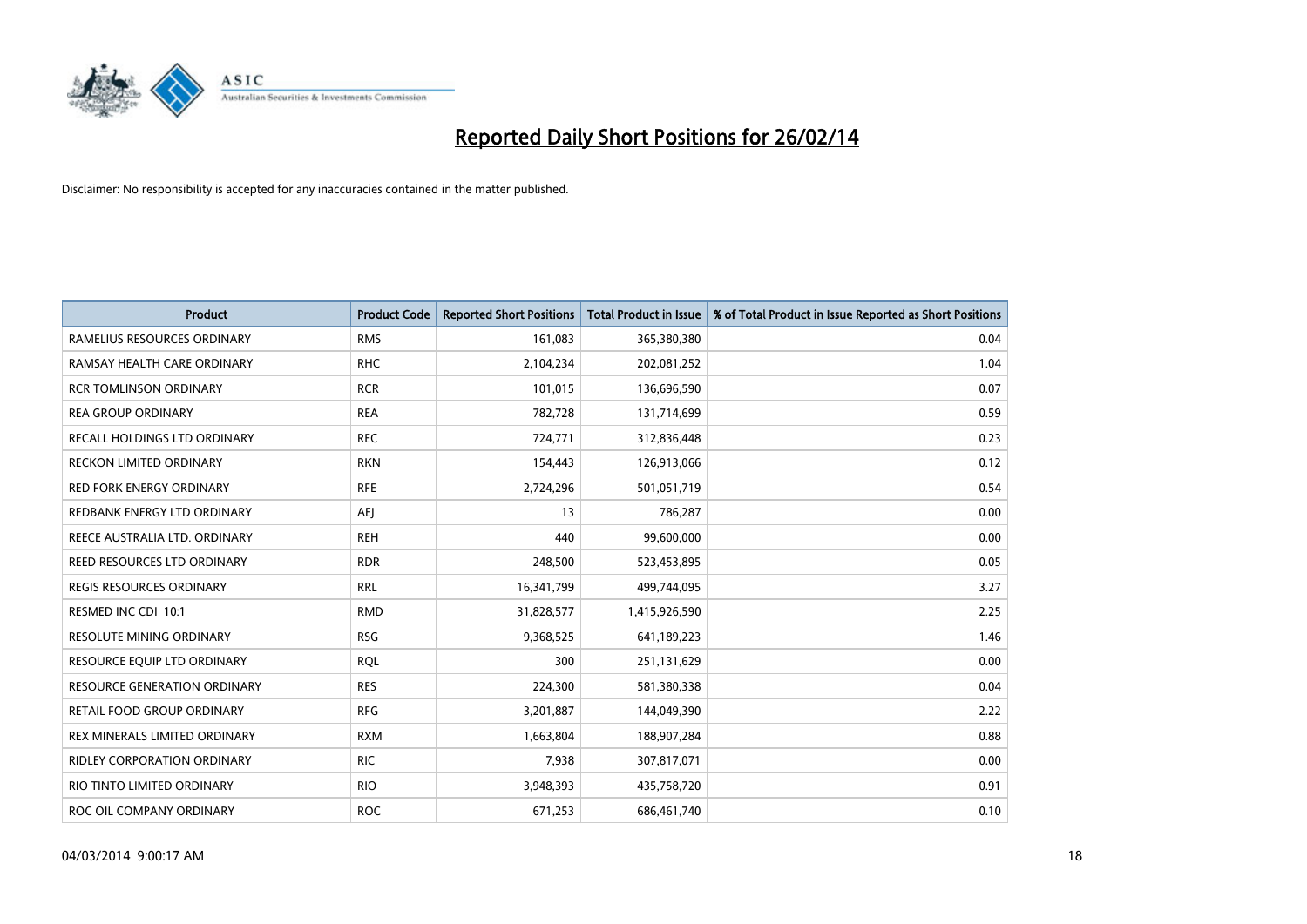# Reported Daily Short Positions for 26/02/14

Disclaimer: No responsibility is accepted for any inaccuracies contained in the matter published.

| Product | Product Code | Reported Short Positions | Total Product in Issue | % of Total Product in Issue Reported as Short Positions |
|---|---|---|---|---|
| RAMELIUS RESOURCES ORDINARY | RMS | 161,083 | 365,380,380 | 0.04 |
| RAMSAY HEALTH CARE ORDINARY | RHC | 2,104,234 | 202,081,252 | 1.04 |
| RCR TOMLINSON ORDINARY | RCR | 101,015 | 136,696,590 | 0.07 |
| REA GROUP ORDINARY | REA | 782,728 | 131,714,699 | 0.59 |
| RECALL HOLDINGS LTD ORDINARY | REC | 724,771 | 312,836,448 | 0.23 |
| RECKON LIMITED ORDINARY | RKN | 154,443 | 126,913,066 | 0.12 |
| RED FORK ENERGY ORDINARY | RFE | 2,724,296 | 501,051,719 | 0.54 |
| REDBANK ENERGY LTD ORDINARY | AEJ | 13 | 786,287 | 0.00 |
| REECE AUSTRALIA LTD. ORDINARY | REH | 440 | 99,600,000 | 0.00 |
| REED RESOURCES LTD ORDINARY | RDR | 248,500 | 523,453,895 | 0.05 |
| REGIS RESOURCES ORDINARY | RRL | 16,341,799 | 499,744,095 | 3.27 |
| RESMED INC CDI 10:1 | RMD | 31,828,577 | 1,415,926,590 | 2.25 |
| RESOLUTE MINING ORDINARY | RSG | 9,368,525 | 641,189,223 | 1.46 |
| RESOURCE EQUIP LTD ORDINARY | RQL | 300 | 251,131,629 | 0.00 |
| RESOURCE GENERATION ORDINARY | RES | 224,300 | 581,380,338 | 0.04 |
| RETAIL FOOD GROUP ORDINARY | RFG | 3,201,887 | 144,049,390 | 2.22 |
| REX MINERALS LIMITED ORDINARY | RXM | 1,663,804 | 188,907,284 | 0.88 |
| RIDLEY CORPORATION ORDINARY | RIC | 7,938 | 307,817,071 | 0.00 |
| RIO TINTO LIMITED ORDINARY | RIO | 3,948,393 | 435,758,720 | 0.91 |
| ROC OIL COMPANY ORDINARY | ROC | 671,253 | 686,461,740 | 0.10 |

04/03/2014 9:00:17 AM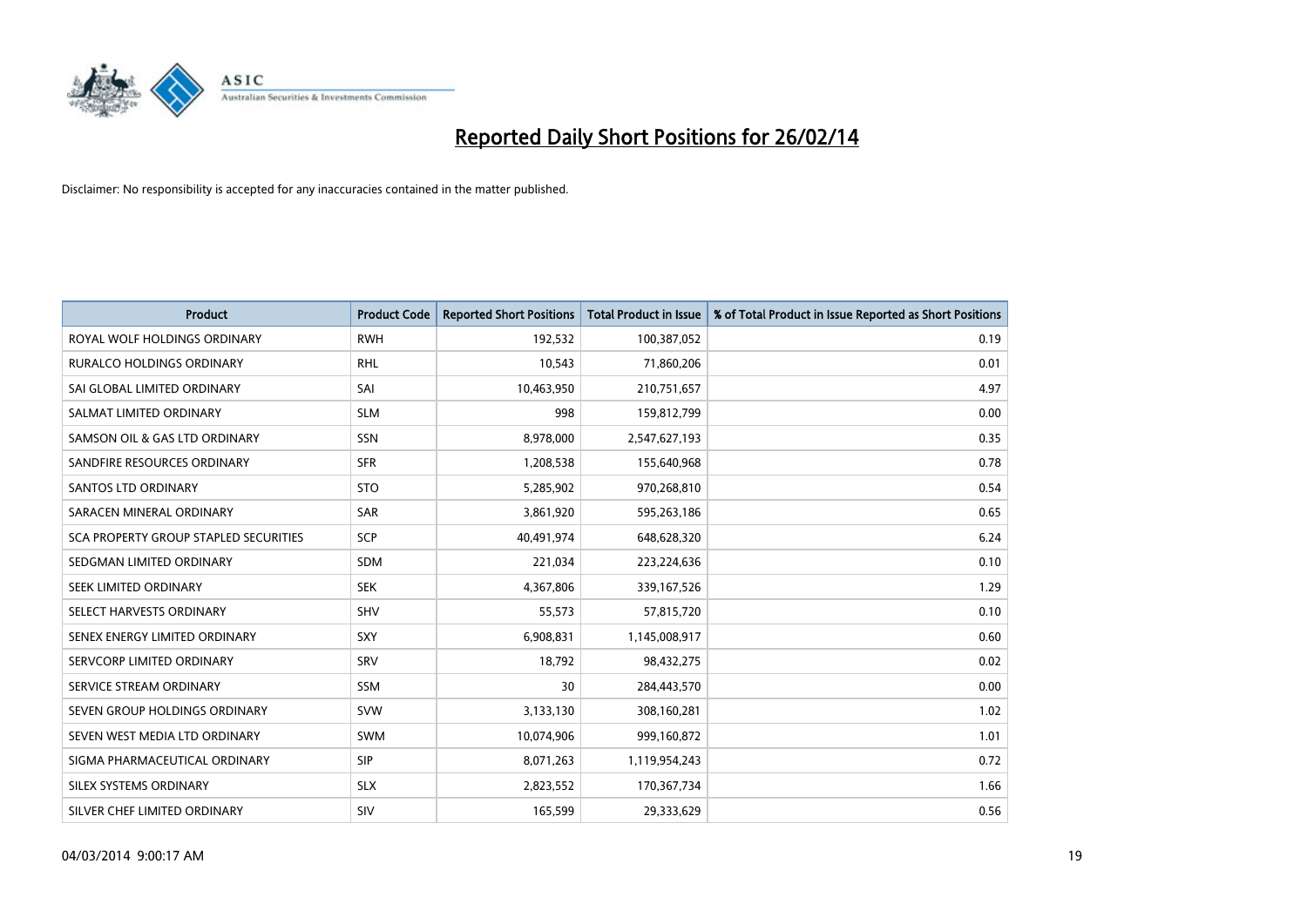# Reported Daily Short Positions for 26/02/14

Disclaimer: No responsibility is accepted for any inaccuracies contained in the matter published.

| Product | Product Code | Reported Short Positions | Total Product in Issue | % of Total Product in Issue Reported as Short Positions |
|---|---|---|---|---|
| ROYAL WOLF HOLDINGS ORDINARY | RWH | 192,532 | 100,387,052 | 0.19 |
| RURALCO HOLDINGS ORDINARY | RHL | 10,543 | 71,860,206 | 0.01 |
| SAI GLOBAL LIMITED ORDINARY | SAI | 10,463,950 | 210,751,657 | 4.97 |
| SALMAT LIMITED ORDINARY | SLM | 998 | 159,812,799 | 0.00 |
| SAMSON OIL & GAS LTD ORDINARY | SSN | 8,978,000 | 2,547,627,193 | 0.35 |
| SANDFIRE RESOURCES ORDINARY | SFR | 1,208,538 | 155,640,968 | 0.78 |
| SANTOS LTD ORDINARY | STO | 5,285,902 | 970,268,810 | 0.54 |
| SARACEN MINERAL ORDINARY | SAR | 3,861,920 | 595,263,186 | 0.65 |
| SCA PROPERTY GROUP STAPLED SECURITIES | SCP | 40,491,974 | 648,628,320 | 6.24 |
| SEDGMAN LIMITED ORDINARY | SDM | 221,034 | 223,224,636 | 0.10 |
| SEEK LIMITED ORDINARY | SEK | 4,367,806 | 339,167,526 | 1.29 |
| SELECT HARVESTS ORDINARY | SHV | 55,573 | 57,815,720 | 0.10 |
| SENEX ENERGY LIMITED ORDINARY | SXY | 6,908,831 | 1,145,008,917 | 0.60 |
| SERVCORP LIMITED ORDINARY | SRV | 18,792 | 98,432,275 | 0.02 |
| SERVICE STREAM ORDINARY | SSM | 30 | 284,443,570 | 0.00 |
| SEVEN GROUP HOLDINGS ORDINARY | SVW | 3,133,130 | 308,160,281 | 1.02 |
| SEVEN WEST MEDIA LTD ORDINARY | SWM | 10,074,906 | 999,160,872 | 1.01 |
| SIGMA PHARMACEUTICAL ORDINARY | SIP | 8,071,263 | 1,119,954,243 | 0.72 |
| SILEX SYSTEMS ORDINARY | SLX | 2,823,552 | 170,367,734 | 1.66 |
| SILVER CHEF LIMITED ORDINARY | SIV | 165,599 | 29,333,629 | 0.56 |

04/03/2014 9:00:17 AM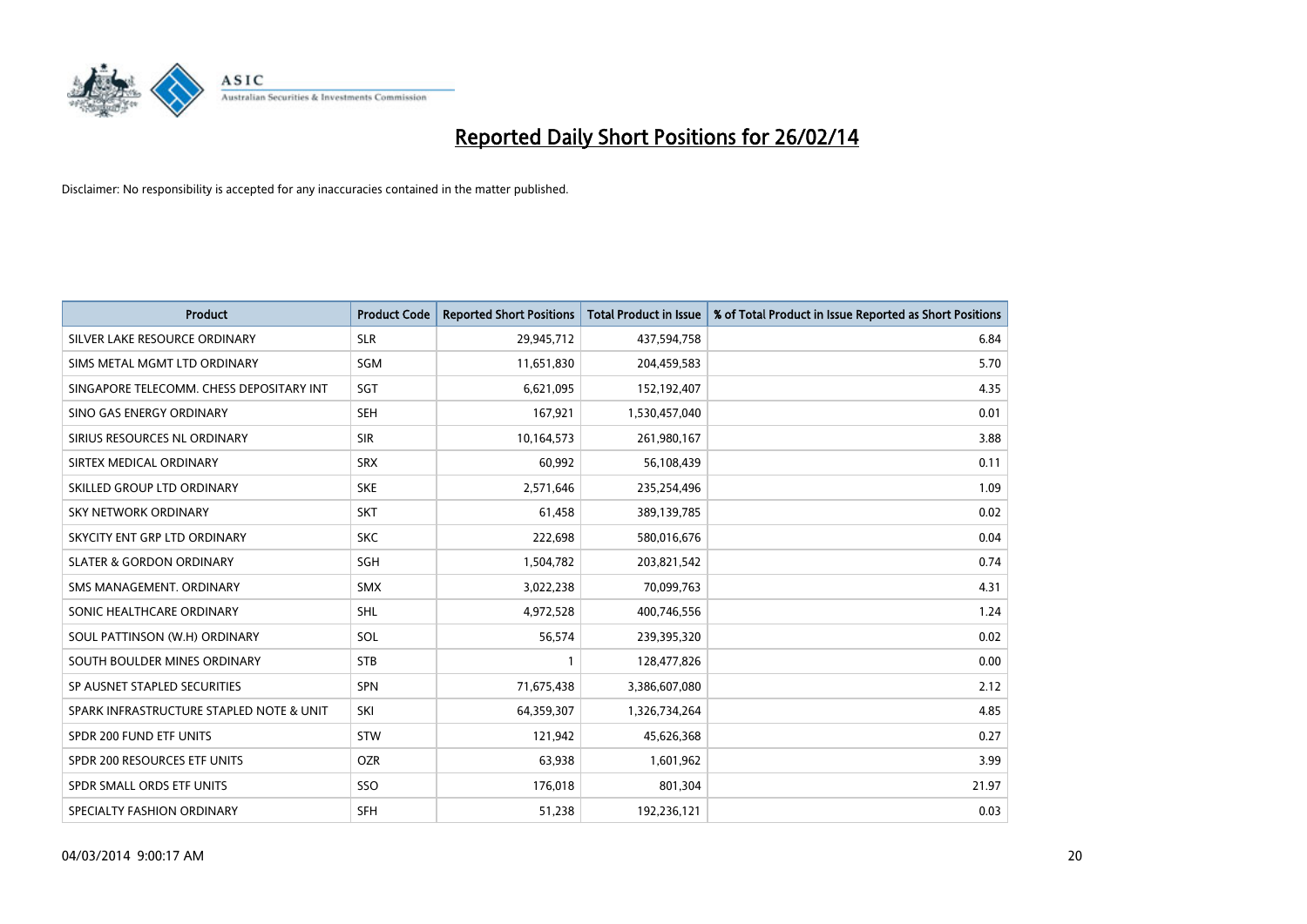# Reported Daily Short Positions for 26/02/14

Disclaimer: No responsibility is accepted for any inaccuracies contained in the matter published.

| Product | Product Code | Reported Short Positions | Total Product in Issue | % of Total Product in Issue Reported as Short Positions |
|---|---|---|---|---|
| SILVER LAKE RESOURCE ORDINARY | SLR | 29,945,712 | 437,594,758 | 6.84 |
| SIMS METAL MGMT LTD ORDINARY | SGM | 11,651,830 | 204,459,583 | 5.70 |
| SINGAPORE TELECOMM. CHESS DEPOSITARY INT | SGT | 6,621,095 | 152,192,407 | 4.35 |
| SINO GAS ENERGY ORDINARY | SEH | 167,921 | 1,530,457,040 | 0.01 |
| SIRIUS RESOURCES NL ORDINARY | SIR | 10,164,573 | 261,980,167 | 3.88 |
| SIRTEX MEDICAL ORDINARY | SRX | 60,992 | 56,108,439 | 0.11 |
| SKILLED GROUP LTD ORDINARY | SKE | 2,571,646 | 235,254,496 | 1.09 |
| SKY NETWORK ORDINARY | SKT | 61,458 | 389,139,785 | 0.02 |
| SKYCITY ENT GRP LTD ORDINARY | SKC | 222,698 | 580,016,676 | 0.04 |
| SLATER & GORDON ORDINARY | SGH | 1,504,782 | 203,821,542 | 0.74 |
| SMS MANAGEMENT. ORDINARY | SMX | 3,022,238 | 70,099,763 | 4.31 |
| SONIC HEALTHCARE ORDINARY | SHL | 4,972,528 | 400,746,556 | 1.24 |
| SOUL PATTINSON (W.H) ORDINARY | SOL | 56,574 | 239,395,320 | 0.02 |
| SOUTH BOULDER MINES ORDINARY | STB | 1 | 128,477,826 | 0.00 |
| SP AUSNET STAPLED SECURITIES | SPN | 71,675,438 | 3,386,607,080 | 2.12 |
| SPARK INFRASTRUCTURE STAPLED NOTE & UNIT | SKI | 64,359,307 | 1,326,734,264 | 4.85 |
| SPDR 200 FUND ETF UNITS | STW | 121,942 | 45,626,368 | 0.27 |
| SPDR 200 RESOURCES ETF UNITS | OZR | 63,938 | 1,601,962 | 3.99 |
| SPDR SMALL ORDS ETF UNITS | SSO | 176,018 | 801,304 | 21.97 |
| SPECIALTY FASHION ORDINARY | SFH | 51,238 | 192,236,121 | 0.03 |

04/03/2014 9:00:17 AM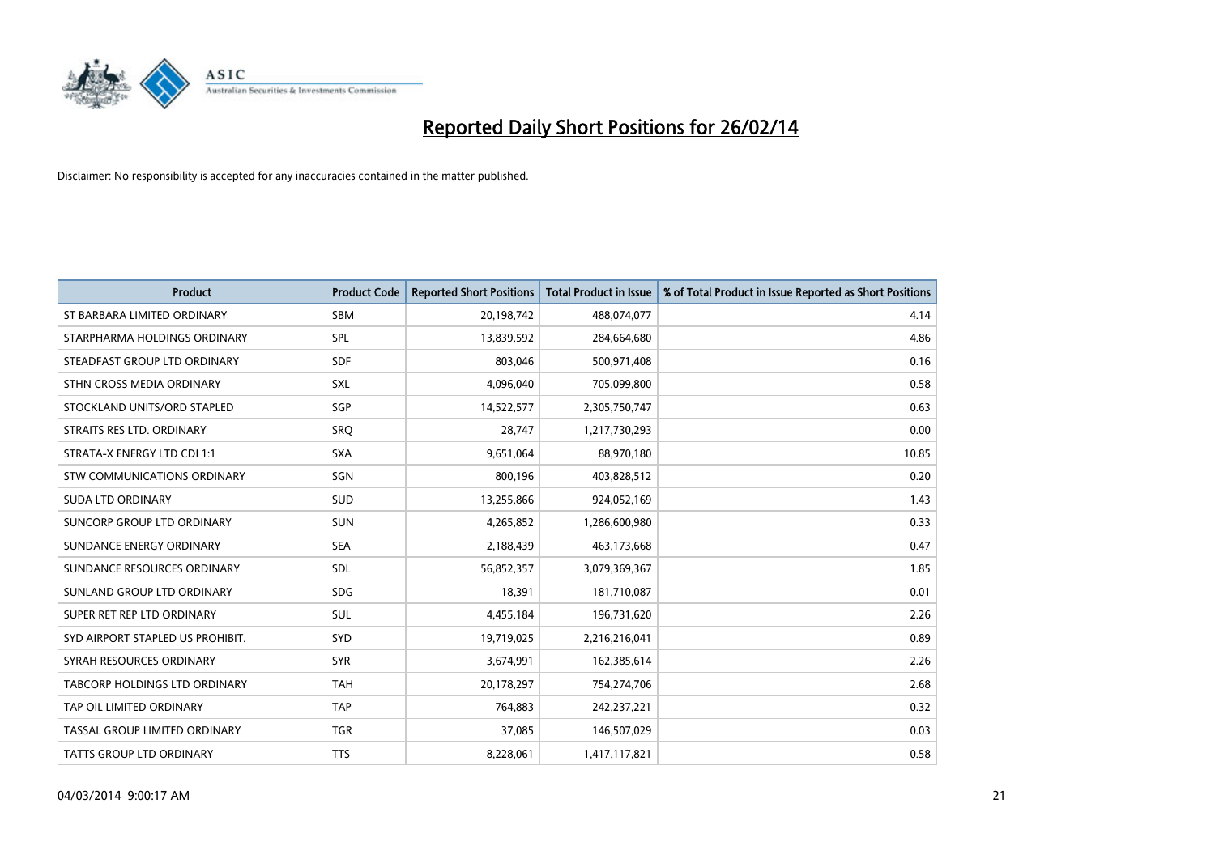# Reported Daily Short Positions for 26/02/14

Disclaimer: No responsibility is accepted for any inaccuracies contained in the matter published.

| Product | Product Code | Reported Short Positions | Total Product in Issue | % of Total Product in Issue Reported as Short Positions |
|---|---|---|---|---|
| ST BARBARA LIMITED ORDINARY | SBM | 20,198,742 | 488,074,077 | 4.14 |
| STARPHARMA HOLDINGS ORDINARY | SPL | 13,839,592 | 284,664,680 | 4.86 |
| STEADFAST GROUP LTD ORDINARY | SDF | 803,046 | 500,971,408 | 0.16 |
| STHN CROSS MEDIA ORDINARY | SXL | 4,096,040 | 705,099,800 | 0.58 |
| STOCKLAND UNITS/ORD STAPLED | SGP | 14,522,577 | 2,305,750,747 | 0.63 |
| STRAITS RES LTD. ORDINARY | SRQ | 28,747 | 1,217,730,293 | 0.00 |
| STRATA-X ENERGY LTD CDI 1:1 | SXA | 9,651,064 | 88,970,180 | 10.85 |
| STW COMMUNICATIONS ORDINARY | SGN | 800,196 | 403,828,512 | 0.20 |
| SUDA LTD ORDINARY | SUD | 13,255,866 | 924,052,169 | 1.43 |
| SUNCORP GROUP LTD ORDINARY | SUN | 4,265,852 | 1,286,600,980 | 0.33 |
| SUNDANCE ENERGY ORDINARY | SEA | 2,188,439 | 463,173,668 | 0.47 |
| SUNDANCE RESOURCES ORDINARY | SDL | 56,852,357 | 3,079,369,367 | 1.85 |
| SUNLAND GROUP LTD ORDINARY | SDG | 18,391 | 181,710,087 | 0.01 |
| SUPER RET REP LTD ORDINARY | SUL | 4,455,184 | 196,731,620 | 2.26 |
| SYD AIRPORT STAPLED US PROHIBIT. | SYD | 19,719,025 | 2,216,216,041 | 0.89 |
| SYRAH RESOURCES ORDINARY | SYR | 3,674,991 | 162,385,614 | 2.26 |
| TABCORP HOLDINGS LTD ORDINARY | TAH | 20,178,297 | 754,274,706 | 2.68 |
| TAP OIL LIMITED ORDINARY | TAP | 764,883 | 242,237,221 | 0.32 |
| TASSAL GROUP LIMITED ORDINARY | TGR | 37,085 | 146,507,029 | 0.03 |
| TATTS GROUP LTD ORDINARY | TTS | 8,228,061 | 1,417,117,821 | 0.58 |

04/03/2014 9:00:17 AM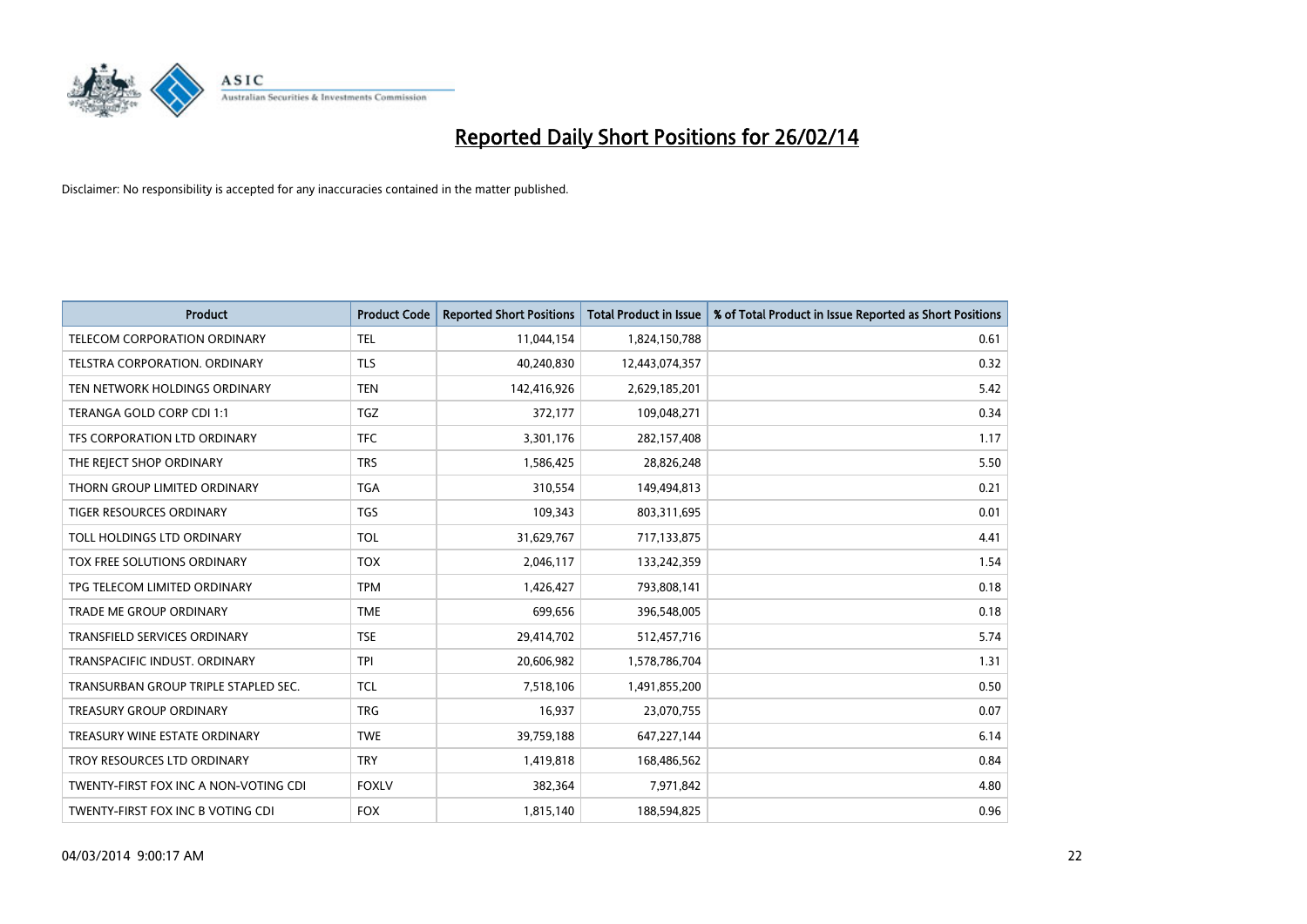# Reported Daily Short Positions for 26/02/14

Disclaimer: No responsibility is accepted for any inaccuracies contained in the matter published.

| Product | Product Code | Reported Short Positions | Total Product in Issue | % of Total Product in Issue Reported as Short Positions |
|---|---|---|---|---|
| TELECOM CORPORATION ORDINARY | TEL | 11,044,154 | 1,824,150,788 | 0.61 |
| TELSTRA CORPORATION. ORDINARY | TLS | 40,240,830 | 12,443,074,357 | 0.32 |
| TEN NETWORK HOLDINGS ORDINARY | TEN | 142,416,926 | 2,629,185,201 | 5.42 |
| TERANGA GOLD CORP CDI 1:1 | TGZ | 372,177 | 109,048,271 | 0.34 |
| TFS CORPORATION LTD ORDINARY | TFC | 3,301,176 | 282,157,408 | 1.17 |
| THE REJECT SHOP ORDINARY | TRS | 1,586,425 | 28,826,248 | 5.50 |
| THORN GROUP LIMITED ORDINARY | TGA | 310,554 | 149,494,813 | 0.21 |
| TIGER RESOURCES ORDINARY | TGS | 109,343 | 803,311,695 | 0.01 |
| TOLL HOLDINGS LTD ORDINARY | TOL | 31,629,767 | 717,133,875 | 4.41 |
| TOX FREE SOLUTIONS ORDINARY | TOX | 2,046,117 | 133,242,359 | 1.54 |
| TPG TELECOM LIMITED ORDINARY | TPM | 1,426,427 | 793,808,141 | 0.18 |
| TRADE ME GROUP ORDINARY | TME | 699,656 | 396,548,005 | 0.18 |
| TRANSFIELD SERVICES ORDINARY | TSE | 29,414,702 | 512,457,716 | 5.74 |
| TRANSPACIFIC INDUST. ORDINARY | TPI | 20,606,982 | 1,578,786,704 | 1.31 |
| TRANSURBAN GROUP TRIPLE STAPLED SEC. | TCL | 7,518,106 | 1,491,855,200 | 0.50 |
| TREASURY GROUP ORDINARY | TRG | 16,937 | 23,070,755 | 0.07 |
| TREASURY WINE ESTATE ORDINARY | TWE | 39,759,188 | 647,227,144 | 6.14 |
| TROY RESOURCES LTD ORDINARY | TRY | 1,419,818 | 168,486,562 | 0.84 |
| TWENTY-FIRST FOX INC A NON-VOTING CDI | FOXLV | 382,364 | 7,971,842 | 4.80 |
| TWENTY-FIRST FOX INC B VOTING CDI | FOX | 1,815,140 | 188,594,825 | 0.96 |

04/03/2014 9:00:17 AM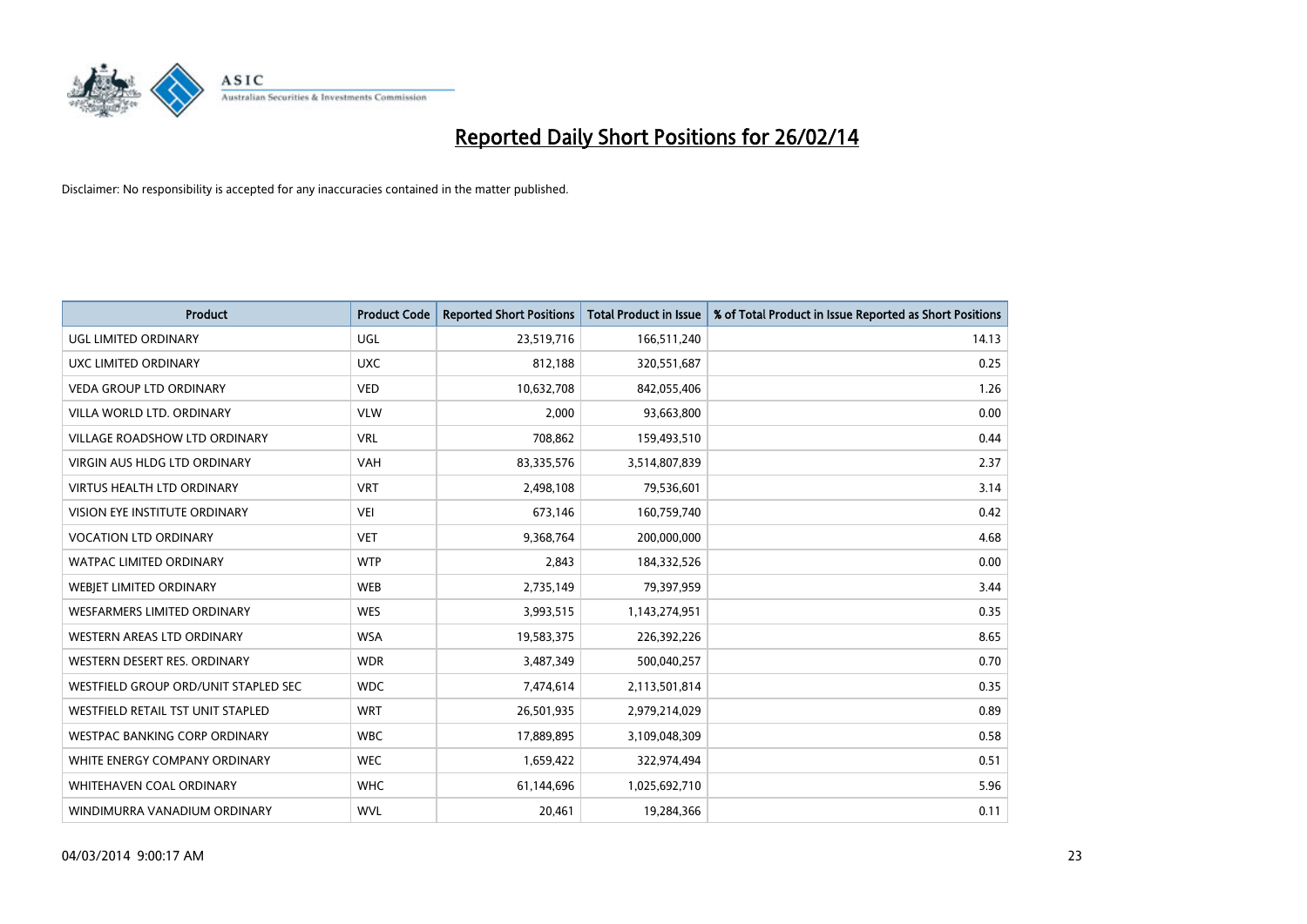# Reported Daily Short Positions for 26/02/14

Disclaimer: No responsibility is accepted for any inaccuracies contained in the matter published.

| Product | Product Code | Reported Short Positions | Total Product in Issue | % of Total Product in Issue Reported as Short Positions |
| --- | --- | --- | --- | --- |
| UGL LIMITED ORDINARY | UGL | 23,519,716 | 166,511,240 | 14.13 |
| UXC LIMITED ORDINARY | UXC | 812,188 | 320,551,687 | 0.25 |
| VEDA GROUP LTD ORDINARY | VED | 10,632,708 | 842,055,406 | 1.26 |
| VILLA WORLD LTD. ORDINARY | VLW | 2,000 | 93,663,800 | 0.00 |
| VILLAGE ROADSHOW LTD ORDINARY | VRL | 708,862 | 159,493,510 | 0.44 |
| VIRGIN AUS HLDG LTD ORDINARY | VAH | 83,335,576 | 3,514,807,839 | 2.37 |
| VIRTUS HEALTH LTD ORDINARY | VRT | 2,498,108 | 79,536,601 | 3.14 |
| VISION EYE INSTITUTE ORDINARY | VEI | 673,146 | 160,759,740 | 0.42 |
| VOCATION LTD ORDINARY | VET | 9,368,764 | 200,000,000 | 4.68 |
| WATPAC LIMITED ORDINARY | WTP | 2,843 | 184,332,526 | 0.00 |
| WEBJET LIMITED ORDINARY | WEB | 2,735,149 | 79,397,959 | 3.44 |
| WESFARMERS LIMITED ORDINARY | WES | 3,993,515 | 1,143,274,951 | 0.35 |
| WESTERN AREAS LTD ORDINARY | WSA | 19,583,375 | 226,392,226 | 8.65 |
| WESTERN DESERT RES. ORDINARY | WDR | 3,487,349 | 500,040,257 | 0.70 |
| WESTFIELD GROUP ORD/UNIT STAPLED SEC | WDC | 7,474,614 | 2,113,501,814 | 0.35 |
| WESTFIELD RETAIL TST UNIT STAPLED | WRT | 26,501,935 | 2,979,214,029 | 0.89 |
| WESTPAC BANKING CORP ORDINARY | WBC | 17,889,895 | 3,109,048,309 | 0.58 |
| WHITE ENERGY COMPANY ORDINARY | WEC | 1,659,422 | 322,974,494 | 0.51 |
| WHITEHAVEN COAL ORDINARY | WHC | 61,144,696 | 1,025,692,710 | 5.96 |
| WINDIMURRA VANADIUM ORDINARY | WVL | 20,461 | 19,284,366 | 0.11 |

04/03/2014 9:00:17 AM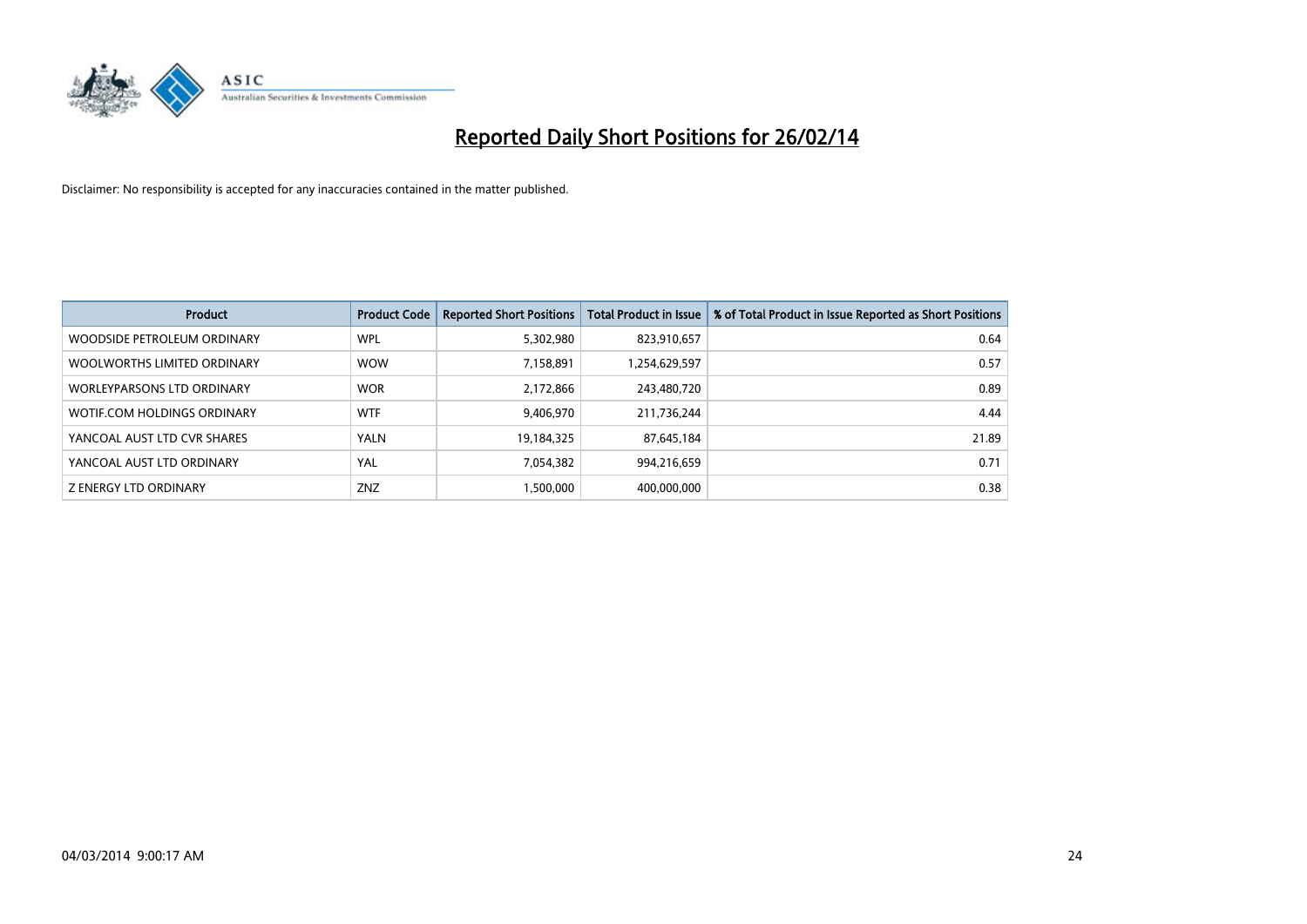# Reported Daily Short Positions for 26/02/14

Disclaimer: No responsibility is accepted for any inaccuracies contained in the matter published.

| Product | Product Code | Reported Short Positions | Total Product in Issue | % of Total Product in Issue Reported as Short Positions |
|---|---|---|---|---|
| WOODSIDE PETROLEUM ORDINARY | WPL | 5,302,980 | 823,910,657 | 0.64 |
| WOOLWORTHS LIMITED ORDINARY | WOW | 7,158,891 | 1,254,629,597 | 0.57 |
| WORLEYPARSONS LTD ORDINARY | WOR | 2,172,866 | 243,480,720 | 0.89 |
| WOTIF.COM HOLDINGS ORDINARY | WTF | 9,406,970 | 211,736,244 | 4.44 |
| YANCOAL AUST LTD CVR SHARES | YALN | 19,184,325 | 87,645,184 | 21.89 |
| YANCOAL AUST LTD ORDINARY | YAL | 7,054,382 | 994,216,659 | 0.71 |
| Z ENERGY LTD ORDINARY | ZNZ | 1,500,000 | 400,000,000 | 0.38 |

04/03/2014 9:00:17 AM